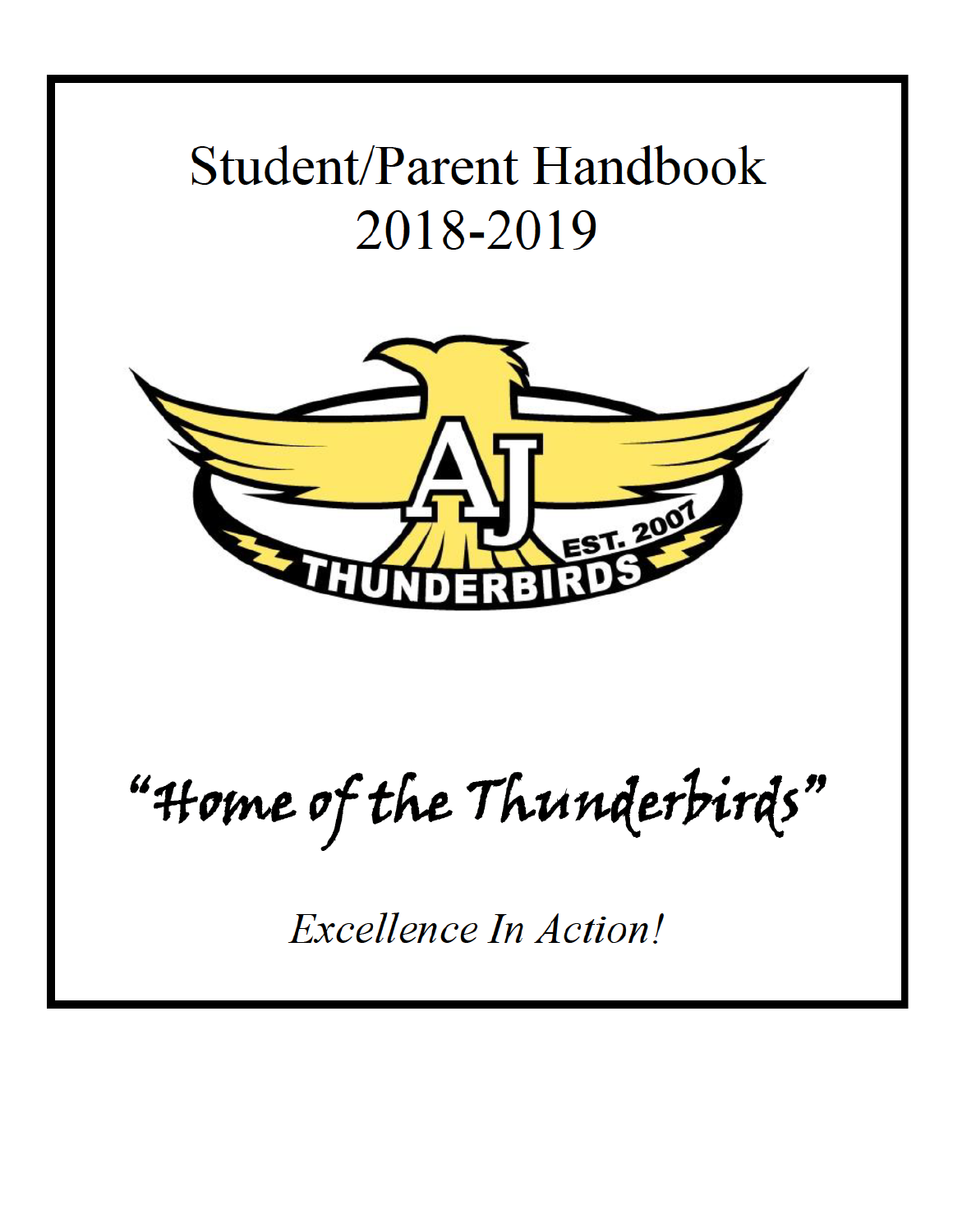# Student/Parent Handbook 2018-2019

AJ

EST. 2007

THUNDERBIRDS

"Home of the Thunderbirds"

*Excellence In Action!*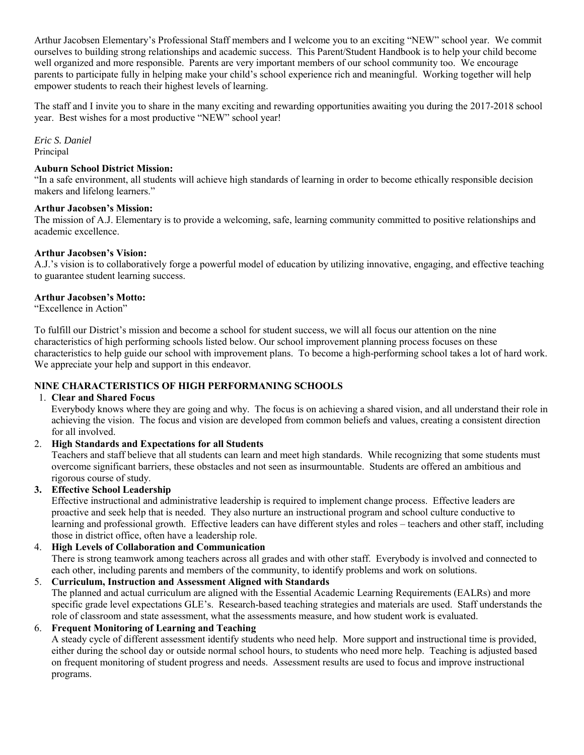Arthur Jacobsen Elementary's Professional Staff members and I welcome you to an exciting "NEW" school year. We commit ourselves to building strong relationships and academic success. This Parent/Student Handbook is to help your child become well organized and more responsible. Parents are very important members of our school community too. We encourage parents to participate fully in helping make your child's school experience rich and meaningful. Working together will help empower students to reach their highest levels of learning.

The staff and I invite you to share in the many exciting and rewarding opportunities awaiting you during the 2017-2018 school year. Best wishes for a most productive "NEW" school year!

*Eric S. Daniel*
Principal

**Auburn School District Mission:**
"In a safe environment, all students will achieve high standards of learning in order to become ethically responsible decision makers and lifelong learners."

**Arthur Jacobsen's Mission:**
The mission of A.J. Elementary is to provide a welcoming, safe, learning community committed to positive relationships and academic excellence.

**Arthur Jacobsen's Vision:**
A.J.'s vision is to collaboratively forge a powerful model of education by utilizing innovative, engaging, and effective teaching to guarantee student learning success.

**Arthur Jacobsen's Motto:**
"Excellence in Action"

To fulfill our District's mission and become a school for student success, we will all focus our attention on the nine characteristics of high performing schools listed below. Our school improvement planning process focuses on these characteristics to help guide our school with improvement plans. To become a high-performing school takes a lot of hard work. We appreciate your help and support in this endeavor.

**NINE CHARACTERISTICS OF HIGH PERFORMANING SCHOOLS**

1. **Clear and Shared Focus**
   Everybody knows where they are going and why. The focus is on achieving a shared vision, and all understand their role in achieving the vision. The focus and vision are developed from common beliefs and values, creating a consistent direction for all involved.
2. **High Standards and Expectations for all Students**
   Teachers and staff believe that all students can learn and meet high standards. While recognizing that some students must overcome significant barriers, these obstacles and not seen as insurmountable. Students are offered an ambitious and rigorous course of study.
3. **Effective School Leadership**
   Effective instructional and administrative leadership is required to implement change process. Effective leaders are proactive and seek help that is needed. They also nurture an instructional program and school culture conductive to learning and professional growth. Effective leaders can have different styles and roles – teachers and other staff, including those in district office, often have a leadership role.
4. **High Levels of Collaboration and Communication**
   There is strong teamwork among teachers across all grades and with other staff. Everybody is involved and connected to each other, including parents and members of the community, to identify problems and work on solutions.
5. **Curriculum, Instruction and Assessment Aligned with Standards**
   The planned and actual curriculum are aligned with the Essential Academic Learning Requirements (EALRs) and more specific grade level expectations GLE's. Research-based teaching strategies and materials are used. Staff understands the role of classroom and state assessment, what the assessments measure, and how student work is evaluated.
6. **Frequent Monitoring of Learning and Teaching**
   A steady cycle of different assessment identify students who need help. More support and instructional time is provided, either during the school day or outside normal school hours, to students who need more help. Teaching is adjusted based on frequent monitoring of student progress and needs. Assessment results are used to focus and improve instructional programs.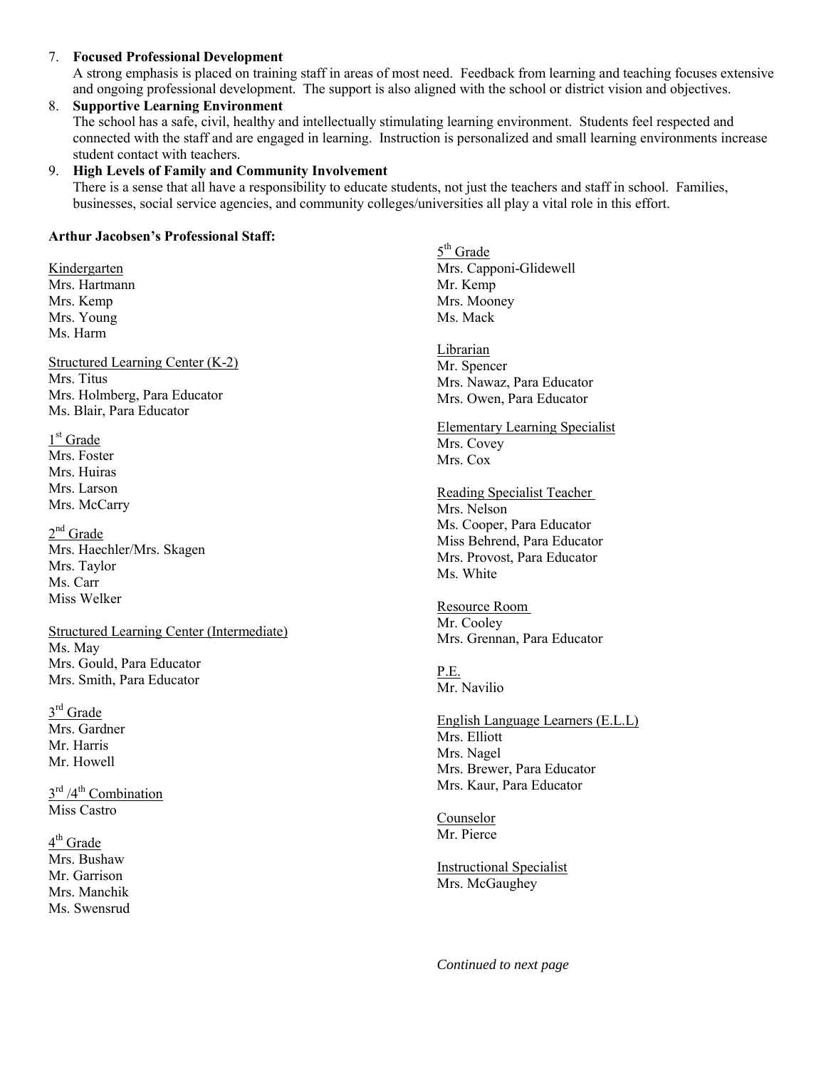7. **Focused Professional Development**
   A strong emphasis is placed on training staff in areas of most need. Feedback from learning and teaching focuses extensive and ongoing professional development. The support is also aligned with the school or district vision and objectives.
8. **Supportive Learning Environment**
   The school has a safe, civil, healthy and intellectually stimulating learning environment. Students feel respected and connected with the staff and are engaged in learning. Instruction is personalized and small learning environments increase student contact with teachers.
9. **High Levels of Family and Community Involvement**
   There is a sense that all have a responsibility to educate students, not just the teachers and staff in school. Families, businesses, social service agencies, and community colleges/universities all play a vital role in this effort.

**Arthur Jacobsen's Professional Staff:**

Kindergarten
Mrs. Hartmann
Mrs. Kemp
Mrs. Young
Ms. Harm

Structured Learning Center (K-2)
Mrs. Titus
Mrs. Holmberg, Para Educator
Ms. Blair, Para Educator

1st Grade
Mrs. Foster
Mrs. Huiras
Mrs. Larson
Mrs. McCarry

2nd Grade
Mrs. Haechler/Mrs. Skagen
Mrs. Taylor
Ms. Carr
Miss Welker

Structured Learning Center (Intermediate)
Ms. May
Mrs. Gould, Para Educator
Mrs. Smith, Para Educator

3rd Grade
Mrs. Gardner
Mr. Harris
Mr. Howell

3rd /4th Combination
Miss Castro

4th Grade
Mrs. Bushaw
Mr. Garrison
Mrs. Manchik
Ms. Swensrud

5th Grade
Mrs. Capponi-Glidewell
Mr. Kemp
Mrs. Mooney
Ms. Mack

Librarian
Mr. Spencer
Mrs. Nawaz, Para Educator
Mrs. Owen, Para Educator

Elementary Learning Specialist
Mrs. Covey
Mrs. Cox

Reading Specialist Teacher
Mrs. Nelson
Ms. Cooper, Para Educator
Miss Behrend, Para Educator
Mrs. Provost, Para Educator
Ms. White

Resource Room
Mr. Cooley
Mrs. Grennan, Para Educator

P.E.
Mr. Navilio

English Language Learners (E.L.L)
Mrs. Elliott
Mrs. Nagel
Mrs. Brewer, Para Educator
Mrs. Kaur, Para Educator

Counselor
Mr. Pierce

Instructional Specialist
Mrs. McGaughey

*Continued to next page*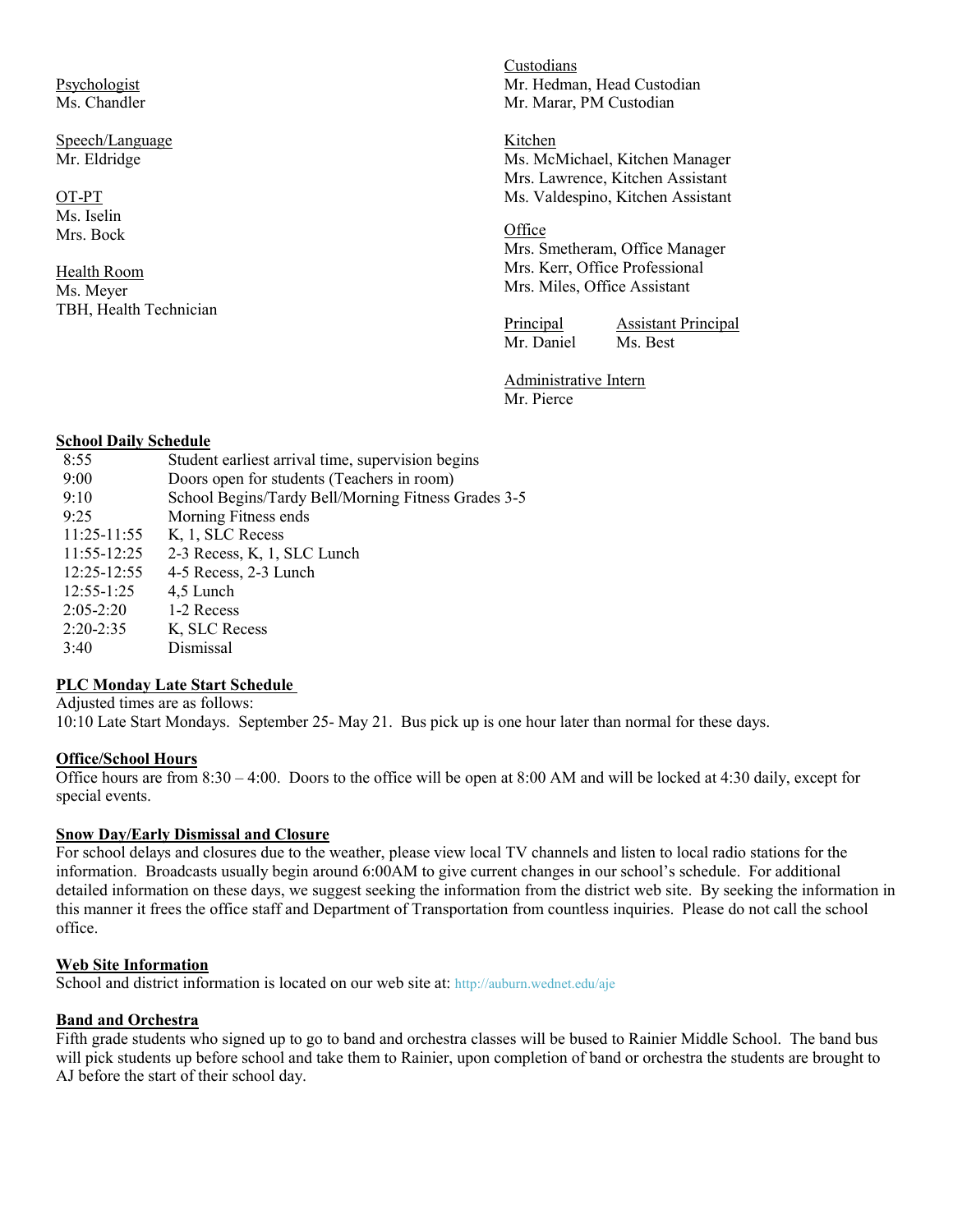Psychologist
Ms. Chandler

Speech/Language
Mr. Eldridge

OT-PT
Ms. Iselin
Mrs. Bock

Health Room
Ms. Meyer
TBH, Health Technician

Custodians
Mr. Hedman, Head Custodian
Mr. Marar, PM Custodian

Kitchen
Ms. McMichael, Kitchen Manager
Mrs. Lawrence, Kitchen Assistant
Ms. Valdespino, Kitchen Assistant

Office
Mrs. Smetheram, Office Manager
Mrs. Kerr, Office Professional
Mrs. Miles, Office Assistant

Principal
Mr. Daniel

Assistant Principal
Ms. Best

Administrative Intern
Mr. Pierce

## School Daily Schedule

| | |
|---|---|
| 8:55 | Student earliest arrival time, supervision begins |
| 9:00 | Doors open for students (Teachers in room) |
| 9:10 | School Begins/Tardy Bell/Morning Fitness Grades 3-5 |
| 9:25 | Morning Fitness ends |
| 11:25-11:55 | K, 1, SLC Recess |
| 11:55-12:25 | 2-3 Recess, K, 1, SLC Lunch |
| 12:25-12:55 | 4-5 Recess, 2-3 Lunch |
| 12:55-1:25 | 4,5 Lunch |
| 2:05-2:20 | 1-2 Recess |
| 2:20-2:35 | K, SLC Recess |
| 3:40 | Dismissal |

## PLC Monday Late Start Schedule

Adjusted times are as follows:
10:10 Late Start Mondays. September 25- May 21. Bus pick up is one hour later than normal for these days.

## Office/School Hours

Office hours are from 8:30 – 4:00. Doors to the office will be open at 8:00 AM and will be locked at 4:30 daily, except for special events.

## Snow Day/Early Dismissal and Closure

For school delays and closures due to the weather, please view local TV channels and listen to local radio stations for the information. Broadcasts usually begin around 6:00AM to give current changes in our school's schedule. For additional detailed information on these days, we suggest seeking the information from the district web site. By seeking the information in this manner it frees the office staff and Department of Transportation from countless inquiries. Please do not call the school office.

## Web Site Information

School and district information is located on our web site at: http://auburn.wednet.edu/aje

## Band and Orchestra

Fifth grade students who signed up to go to band and orchestra classes will be bused to Rainier Middle School. The band bus will pick students up before school and take them to Rainier, upon completion of band or orchestra the students are brought to AJ before the start of their school day.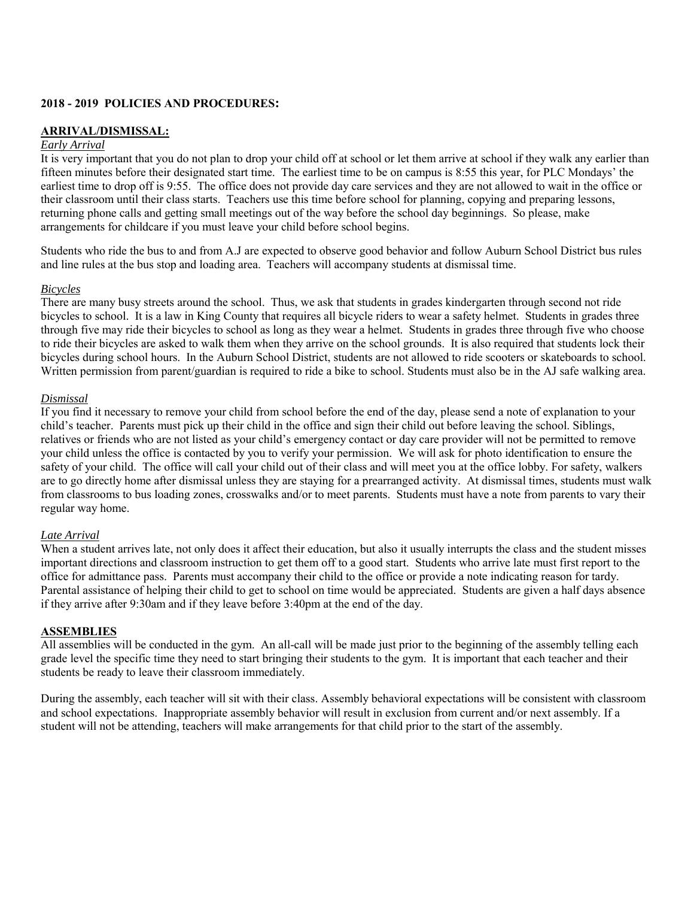**2018 - 2019 POLICIES AND PROCEDURES:**

**ARRIVAL/DISMISSAL:**

*Early Arrival*

It is very important that you do not plan to drop your child off at school or let them arrive at school if they walk any earlier than fifteen minutes before their designated start time. The earliest time to be on campus is 8:55 this year, for PLC Mondays' the earliest time to drop off is 9:55. The office does not provide day care services and they are not allowed to wait in the office or their classroom until their class starts. Teachers use this time before school for planning, copying and preparing lessons, returning phone calls and getting small meetings out of the way before the school day beginnings. So please, make arrangements for childcare if you must leave your child before school begins.

Students who ride the bus to and from A.J are expected to observe good behavior and follow Auburn School District bus rules and line rules at the bus stop and loading area. Teachers will accompany students at dismissal time.

*Bicycles*

There are many busy streets around the school. Thus, we ask that students in grades kindergarten through second not ride bicycles to school. It is a law in King County that requires all bicycle riders to wear a safety helmet. Students in grades three through five may ride their bicycles to school as long as they wear a helmet. Students in grades three through five who choose to ride their bicycles are asked to walk them when they arrive on the school grounds. It is also required that students lock their bicycles during school hours. In the Auburn School District, students are not allowed to ride scooters or skateboards to school. Written permission from parent/guardian is required to ride a bike to school. Students must also be in the AJ safe walking area.

*Dismissal*

If you find it necessary to remove your child from school before the end of the day, please send a note of explanation to your child's teacher. Parents must pick up their child in the office and sign their child out before leaving the school. Siblings, relatives or friends who are not listed as your child's emergency contact or day care provider will not be permitted to remove your child unless the office is contacted by you to verify your permission. We will ask for photo identification to ensure the safety of your child. The office will call your child out of their class and will meet you at the office lobby. For safety, walkers are to go directly home after dismissal unless they are staying for a prearranged activity. At dismissal times, students must walk from classrooms to bus loading zones, crosswalks and/or to meet parents. Students must have a note from parents to vary their regular way home.

*Late Arrival*

When a student arrives late, not only does it affect their education, but also it usually interrupts the class and the student misses important directions and classroom instruction to get them off to a good start. Students who arrive late must first report to the office for admittance pass. Parents must accompany their child to the office or provide a note indicating reason for tardy. Parental assistance of helping their child to get to school on time would be appreciated. Students are given a half days absence if they arrive after 9:30am and if they leave before 3:40pm at the end of the day.

**ASSEMBLIES**

All assemblies will be conducted in the gym. An all-call will be made just prior to the beginning of the assembly telling each grade level the specific time they need to start bringing their students to the gym. It is important that each teacher and their students be ready to leave their classroom immediately.

During the assembly, each teacher will sit with their class. Assembly behavioral expectations will be consistent with classroom and school expectations. Inappropriate assembly behavior will result in exclusion from current and/or next assembly. If a student will not be attending, teachers will make arrangements for that child prior to the start of the assembly.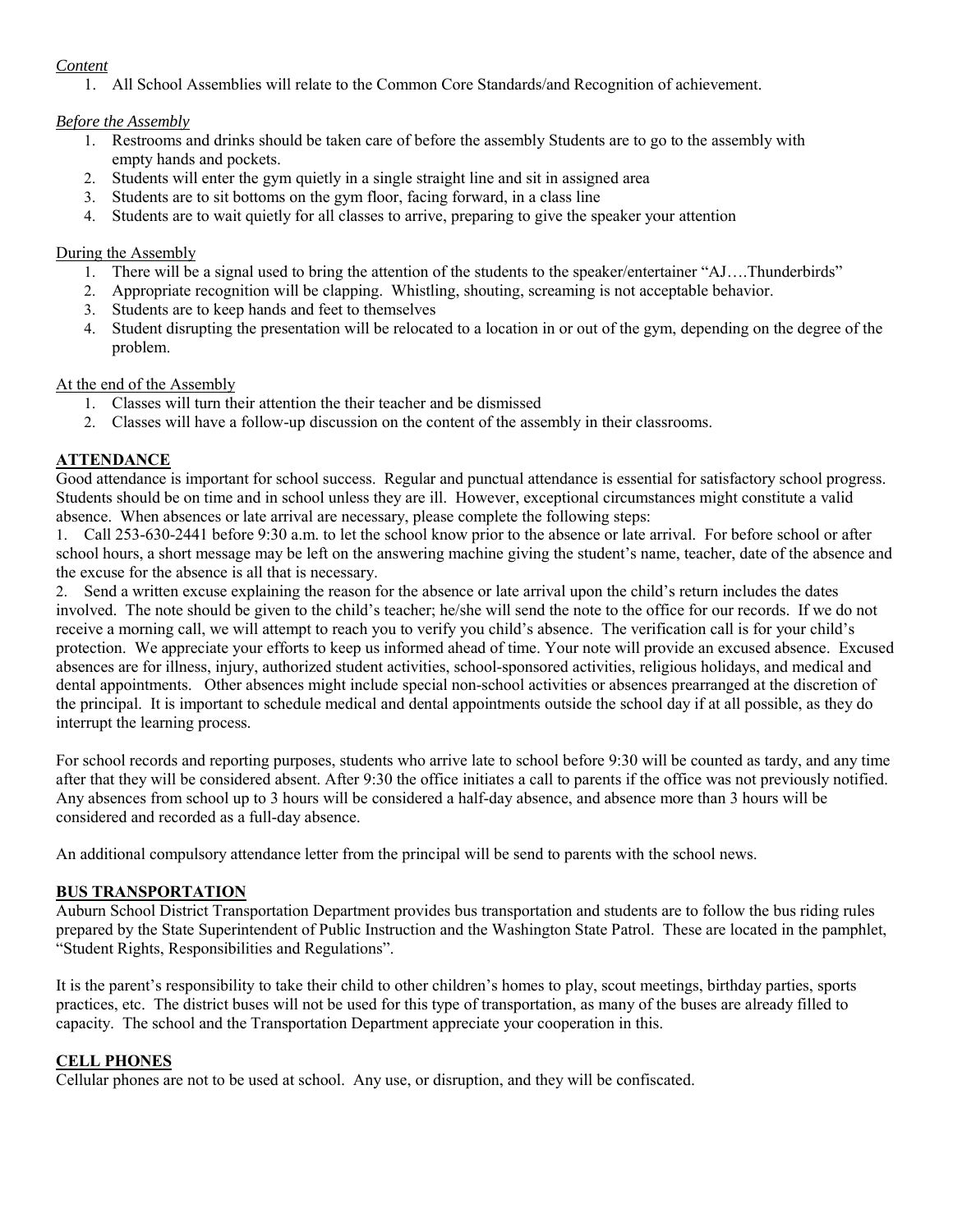*Content*

1. All School Assemblies will relate to the Common Core Standards/and Recognition of achievement.

*Before the Assembly*

1. Restrooms and drinks should be taken care of before the assembly Students are to go to the assembly with empty hands and pockets.
2. Students will enter the gym quietly in a single straight line and sit in assigned area
3. Students are to sit bottoms on the gym floor, facing forward, in a class line
4. Students are to wait quietly for all classes to arrive, preparing to give the speaker your attention

During the Assembly

1. There will be a signal used to bring the attention of the students to the speaker/entertainer "AJ….Thunderbirds"
2. Appropriate recognition will be clapping. Whistling, shouting, screaming is not acceptable behavior.
3. Students are to keep hands and feet to themselves
4. Student disrupting the presentation will be relocated to a location in or out of the gym, depending on the degree of the problem.

At the end of the Assembly

1. Classes will turn their attention the their teacher and be dismissed
2. Classes will have a follow-up discussion on the content of the assembly in their classrooms.

## ATTENDANCE

Good attendance is important for school success. Regular and punctual attendance is essential for satisfactory school progress. Students should be on time and in school unless they are ill. However, exceptional circumstances might constitute a valid absence. When absences or late arrival are necessary, please complete the following steps:

1. Call 253-630-2441 before 9:30 a.m. to let the school know prior to the absence or late arrival. For before school or after school hours, a short message may be left on the answering machine giving the student's name, teacher, date of the absence and the excuse for the absence is all that is necessary.
2. Send a written excuse explaining the reason for the absence or late arrival upon the child's return includes the dates involved. The note should be given to the child's teacher; he/she will send the note to the office for our records. If we do not receive a morning call, we will attempt to reach you to verify you child's absence. The verification call is for your child's protection. We appreciate your efforts to keep us informed ahead of time. Your note will provide an excused absence. Excused absences are for illness, injury, authorized student activities, school-sponsored activities, religious holidays, and medical and dental appointments. Other absences might include special non-school activities or absences prearranged at the discretion of the principal. It is important to schedule medical and dental appointments outside the school day if at all possible, as they do interrupt the learning process.

For school records and reporting purposes, students who arrive late to school before 9:30 will be counted as tardy, and any time after that they will be considered absent. After 9:30 the office initiates a call to parents if the office was not previously notified. Any absences from school up to 3 hours will be considered a half-day absence, and absence more than 3 hours will be considered and recorded as a full-day absence.

An additional compulsory attendance letter from the principal will be send to parents with the school news.

## BUS TRANSPORTATION

Auburn School District Transportation Department provides bus transportation and students are to follow the bus riding rules prepared by the State Superintendent of Public Instruction and the Washington State Patrol. These are located in the pamphlet, "Student Rights, Responsibilities and Regulations".

It is the parent's responsibility to take their child to other children's homes to play, scout meetings, birthday parties, sports practices, etc. The district buses will not be used for this type of transportation, as many of the buses are already filled to capacity. The school and the Transportation Department appreciate your cooperation in this.

## CELL PHONES

Cellular phones are not to be used at school. Any use, or disruption, and they will be confiscated.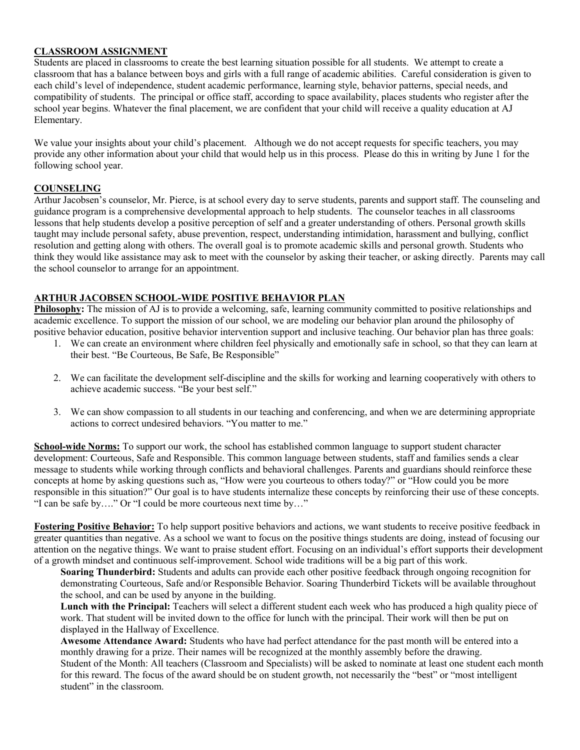## CLASSROOM ASSIGNMENT

Students are placed in classrooms to create the best learning situation possible for all students. We attempt to create a classroom that has a balance between boys and girls with a full range of academic abilities. Careful consideration is given to each child's level of independence, student academic performance, learning style, behavior patterns, special needs, and compatibility of students. The principal or office staff, according to space availability, places students who register after the school year begins. Whatever the final placement, we are confident that your child will receive a quality education at AJ Elementary.

We value your insights about your child's placement. Although we do not accept requests for specific teachers, you may provide any other information about your child that would help us in this process. Please do this in writing by June 1 for the following school year.

## COUNSELING

Arthur Jacobsen's counselor, Mr. Pierce, is at school every day to serve students, parents and support staff. The counseling and guidance program is a comprehensive developmental approach to help students. The counselor teaches in all classrooms lessons that help students develop a positive perception of self and a greater understanding of others. Personal growth skills taught may include personal safety, abuse prevention, respect, understanding intimidation, harassment and bullying, conflict resolution and getting along with others. The overall goal is to promote academic skills and personal growth. Students who think they would like assistance may ask to meet with the counselor by asking their teacher, or asking directly. Parents may call the school counselor to arrange for an appointment.

## ARTHUR JACOBSEN SCHOOL-WIDE POSITIVE BEHAVIOR PLAN

**Philosophy:** The mission of AJ is to provide a welcoming, safe, learning community committed to positive relationships and academic excellence. To support the mission of our school, we are modeling our behavior plan around the philosophy of positive behavior education, positive behavior intervention support and inclusive teaching. Our behavior plan has three goals:

1. We can create an environment where children feel physically and emotionally safe in school, so that they can learn at their best. "Be Courteous, Be Safe, Be Responsible"
2. We can facilitate the development self-discipline and the skills for working and learning cooperatively with others to achieve academic success. "Be your best self."
3. We can show compassion to all students in our teaching and conferencing, and when we are determining appropriate actions to correct undesired behaviors. "You matter to me."

**School-wide Norms:** To support our work, the school has established common language to support student character development: Courteous, Safe and Responsible. This common language between students, staff and families sends a clear message to students while working through conflicts and behavioral challenges. Parents and guardians should reinforce these concepts at home by asking questions such as, "How were you courteous to others today?" or "How could you be more responsible in this situation?" Our goal is to have students internalize these concepts by reinforcing their use of these concepts. "I can be safe by…." Or "I could be more courteous next time by…"

**Fostering Positive Behavior:** To help support positive behaviors and actions, we want students to receive positive feedback in greater quantities than negative. As a school we want to focus on the positive things students are doing, instead of focusing our attention on the negative things. We want to praise student effort. Focusing on an individual's effort supports their development of a growth mindset and continuous self-improvement. School wide traditions will be a big part of this work.

**Soaring Thunderbird:** Students and adults can provide each other positive feedback through ongoing recognition for demonstrating Courteous, Safe and/or Responsible Behavior. Soaring Thunderbird Tickets will be available throughout the school, and can be used by anyone in the building.

**Lunch with the Principal:** Teachers will select a different student each week who has produced a high quality piece of work. That student will be invited down to the office for lunch with the principal. Their work will then be put on displayed in the Hallway of Excellence.

**Awesome Attendance Award:** Students who have had perfect attendance for the past month will be entered into a monthly drawing for a prize. Their names will be recognized at the monthly assembly before the drawing.

Student of the Month: All teachers (Classroom and Specialists) will be asked to nominate at least one student each month for this reward. The focus of the award should be on student growth, not necessarily the "best" or "most intelligent student" in the classroom.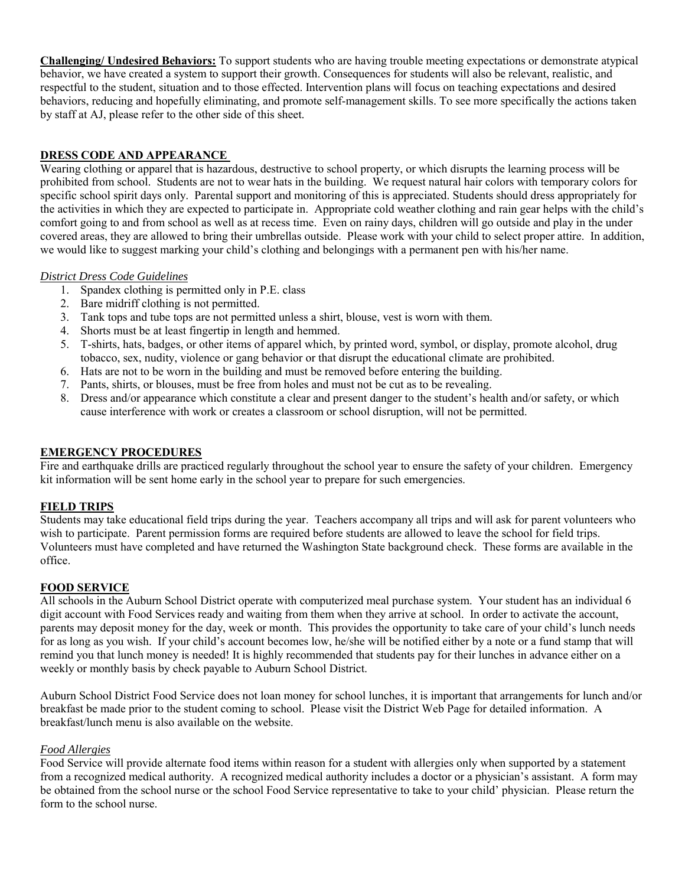**Challenging/ Undesired Behaviors:** To support students who are having trouble meeting expectations or demonstrate atypical behavior, we have created a system to support their growth. Consequences for students will also be relevant, realistic, and respectful to the student, situation and to those effected. Intervention plans will focus on teaching expectations and desired behaviors, reducing and hopefully eliminating, and promote self-management skills. To see more specifically the actions taken by staff at AJ, please refer to the other side of this sheet.

## DRESS CODE AND APPEARANCE

Wearing clothing or apparel that is hazardous, destructive to school property, or which disrupts the learning process will be prohibited from school. Students are not to wear hats in the building. We request natural hair colors with temporary colors for specific school spirit days only. Parental support and monitoring of this is appreciated. Students should dress appropriately for the activities in which they are expected to participate in. Appropriate cold weather clothing and rain gear helps with the child's comfort going to and from school as well as at recess time. Even on rainy days, children will go outside and play in the under covered areas, they are allowed to bring their umbrellas outside. Please work with your child to select proper attire. In addition, we would like to suggest marking your child's clothing and belongings with a permanent pen with his/her name.

### *District Dress Code Guidelines*

1. Spandex clothing is permitted only in P.E. class
2. Bare midriff clothing is not permitted.
3. Tank tops and tube tops are not permitted unless a shirt, blouse, vest is worn with them.
4. Shorts must be at least fingertip in length and hemmed.
5. T-shirts, hats, badges, or other items of apparel which, by printed word, symbol, or display, promote alcohol, drug tobacco, sex, nudity, violence or gang behavior or that disrupt the educational climate are prohibited.
6. Hats are not to be worn in the building and must be removed before entering the building.
7. Pants, shirts, or blouses, must be free from holes and must not be cut as to be revealing.
8. Dress and/or appearance which constitute a clear and present danger to the student's health and/or safety, or which cause interference with work or creates a classroom or school disruption, will not be permitted.

## EMERGENCY PROCEDURES

Fire and earthquake drills are practiced regularly throughout the school year to ensure the safety of your children. Emergency kit information will be sent home early in the school year to prepare for such emergencies.

## FIELD TRIPS

Students may take educational field trips during the year. Teachers accompany all trips and will ask for parent volunteers who wish to participate. Parent permission forms are required before students are allowed to leave the school for field trips. Volunteers must have completed and have returned the Washington State background check. These forms are available in the office.

## FOOD SERVICE

All schools in the Auburn School District operate with computerized meal purchase system. Your student has an individual 6 digit account with Food Services ready and waiting from them when they arrive at school. In order to activate the account, parents may deposit money for the day, week or month. This provides the opportunity to take care of your child's lunch needs for as long as you wish. If your child's account becomes low, he/she will be notified either by a note or a fund stamp that will remind you that lunch money is needed! It is highly recommended that students pay for their lunches in advance either on a weekly or monthly basis by check payable to Auburn School District.

Auburn School District Food Service does not loan money for school lunches, it is important that arrangements for lunch and/or breakfast be made prior to the student coming to school. Please visit the District Web Page for detailed information. A breakfast/lunch menu is also available on the website.

### *Food Allergies*

Food Service will provide alternate food items within reason for a student with allergies only when supported by a statement from a recognized medical authority. A recognized medical authority includes a doctor or a physician's assistant. A form may be obtained from the school nurse or the school Food Service representative to take to your child' physician. Please return the form to the school nurse.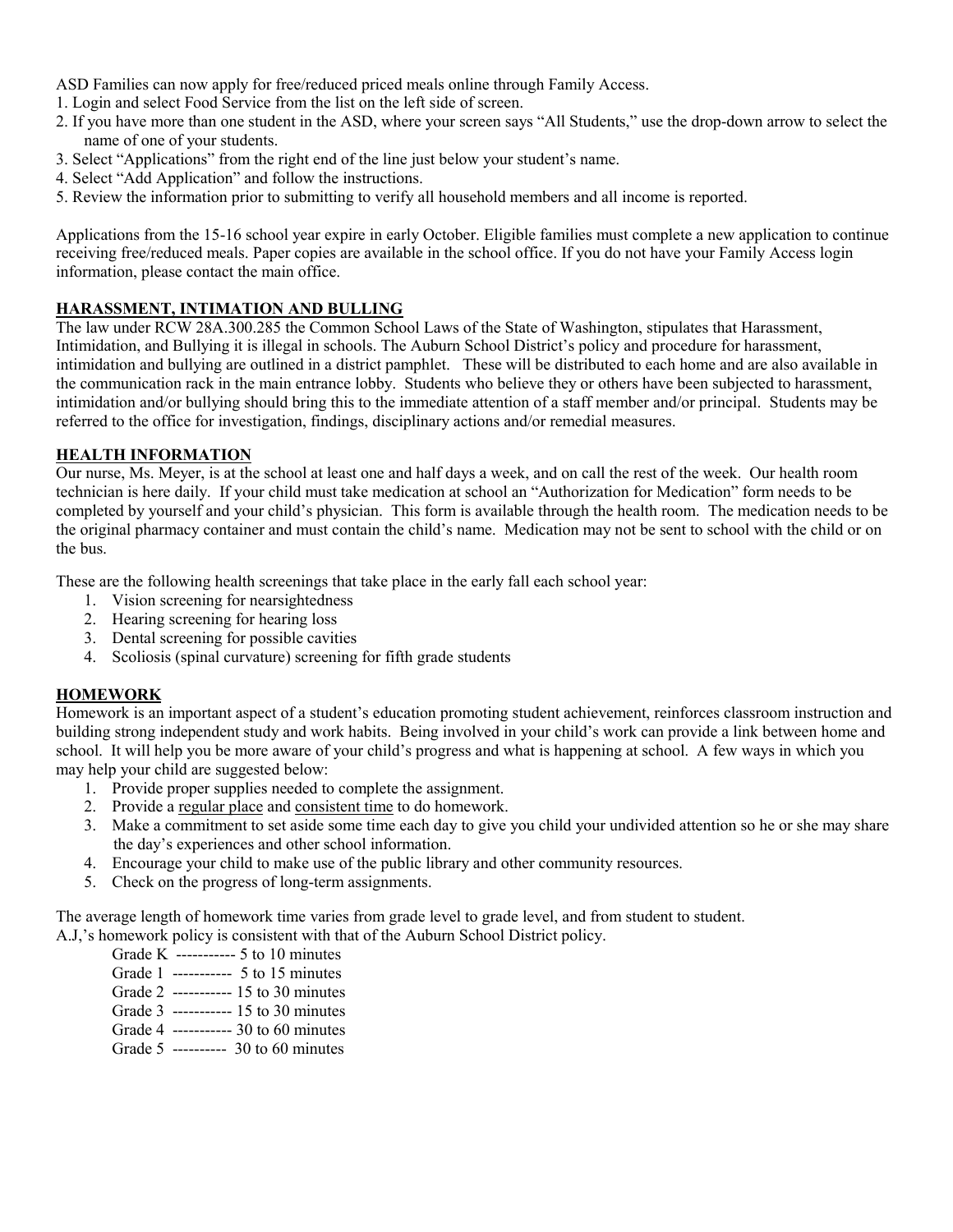ASD Families can now apply for free/reduced priced meals online through Family Access.

1. Login and select Food Service from the list on the left side of screen.
2. If you have more than one student in the ASD, where your screen says "All Students," use the drop-down arrow to select the name of one of your students.
3. Select "Applications" from the right end of the line just below your student's name.
4. Select "Add Application" and follow the instructions.
5. Review the information prior to submitting to verify all household members and all income is reported.

Applications from the 15-16 school year expire in early October. Eligible families must complete a new application to continue receiving free/reduced meals. Paper copies are available in the school office. If you do not have your Family Access login information, please contact the main office.

## HARASSMENT, INTIMATION AND BULLING

The law under RCW 28A.300.285 the Common School Laws of the State of Washington, stipulates that Harassment, Intimidation, and Bullying it is illegal in schools. The Auburn School District's policy and procedure for harassment, intimidation and bullying are outlined in a district pamphlet. These will be distributed to each home and are also available in the communication rack in the main entrance lobby. Students who believe they or others have been subjected to harassment, intimidation and/or bullying should bring this to the immediate attention of a staff member and/or principal. Students may be referred to the office for investigation, findings, disciplinary actions and/or remedial measures.

## HEALTH INFORMATION

Our nurse, Ms. Meyer, is at the school at least one and half days a week, and on call the rest of the week. Our health room technician is here daily. If your child must take medication at school an "Authorization for Medication" form needs to be completed by yourself and your child's physician. This form is available through the health room. The medication needs to be the original pharmacy container and must contain the child's name. Medication may not be sent to school with the child or on the bus.

These are the following health screenings that take place in the early fall each school year:

1. Vision screening for nearsightedness
2. Hearing screening for hearing loss
3. Dental screening for possible cavities
4. Scoliosis (spinal curvature) screening for fifth grade students

## HOMEWORK

Homework is an important aspect of a student's education promoting student achievement, reinforces classroom instruction and building strong independent study and work habits. Being involved in your child's work can provide a link between home and school. It will help you be more aware of your child's progress and what is happening at school. A few ways in which you may help your child are suggested below:

1. Provide proper supplies needed to complete the assignment.
2. Provide a <u>regular place</u> and <u>consistent time</u> to do homework.
3. Make a commitment to set aside some time each day to give you child your undivided attention so he or she may share the day's experiences and other school information.
4. Encourage your child to make use of the public library and other community resources.
5. Check on the progress of long-term assignments.

The average length of homework time varies from grade level to grade level, and from student to student.
A.J,'s homework policy is consistent with that of the Auburn School District policy.

Grade K ----------- 5 to 10 minutes
Grade 1 ----------- 5 to 15 minutes
Grade 2 ----------- 15 to 30 minutes
Grade 3 ----------- 15 to 30 minutes
Grade 4 ----------- 30 to 60 minutes
Grade 5 ---------- 30 to 60 minutes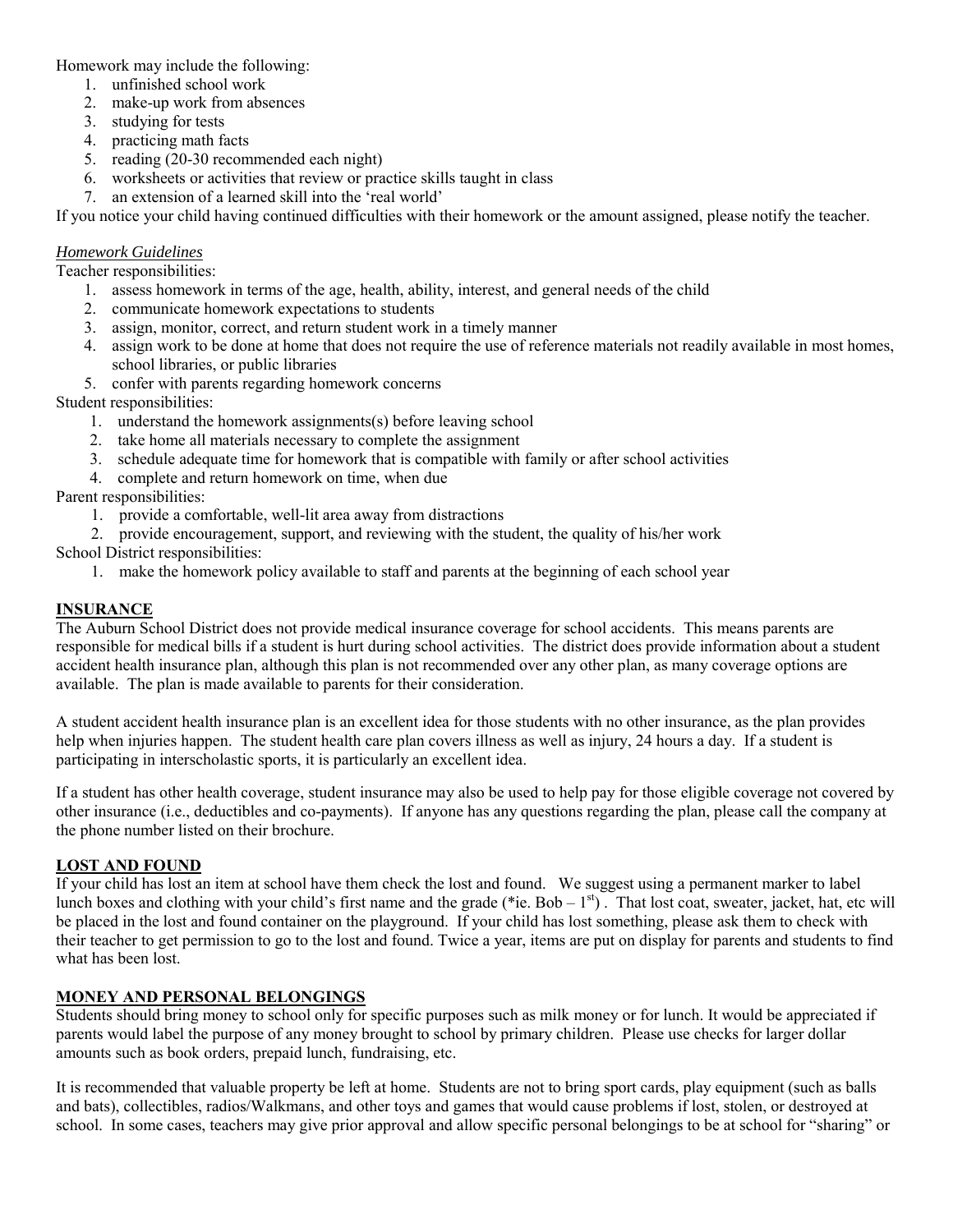Homework may include the following:

1. unfinished school work
2. make-up work from absences
3. studying for tests
4. practicing math facts
5. reading (20-30 recommended each night)
6. worksheets or activities that review or practice skills taught in class
7. an extension of a learned skill into the 'real world'

If you notice your child having continued difficulties with their homework or the amount assigned, please notify the teacher.

*Homework Guidelines*

Teacher responsibilities:

1. assess homework in terms of the age, health, ability, interest, and general needs of the child
2. communicate homework expectations to students
3. assign, monitor, correct, and return student work in a timely manner
4. assign work to be done at home that does not require the use of reference materials not readily available in most homes, school libraries, or public libraries
5. confer with parents regarding homework concerns

Student responsibilities:

1. understand the homework assignments(s) before leaving school
2. take home all materials necessary to complete the assignment
3. schedule adequate time for homework that is compatible with family or after school activities
4. complete and return homework on time, when due

Parent responsibilities:

1. provide a comfortable, well-lit area away from distractions
2. provide encouragement, support, and reviewing with the student, the quality of his/her work

School District responsibilities:

1. make the homework policy available to staff and parents at the beginning of each school year

## INSURANCE

The Auburn School District does not provide medical insurance coverage for school accidents. This means parents are responsible for medical bills if a student is hurt during school activities. The district does provide information about a student accident health insurance plan, although this plan is not recommended over any other plan, as many coverage options are available. The plan is made available to parents for their consideration.

A student accident health insurance plan is an excellent idea for those students with no other insurance, as the plan provides help when injuries happen. The student health care plan covers illness as well as injury, 24 hours a day. If a student is participating in interscholastic sports, it is particularly an excellent idea.

If a student has other health coverage, student insurance may also be used to help pay for those eligible coverage not covered by other insurance (i.e., deductibles and co-payments). If anyone has any questions regarding the plan, please call the company at the phone number listed on their brochure.

## LOST AND FOUND

If your child has lost an item at school have them check the lost and found. We suggest using a permanent marker to label lunch boxes and clothing with your child's first name and the grade (*ie. Bob – 1st) . That lost coat, sweater, jacket, hat, etc will be placed in the lost and found container on the playground. If your child has lost something, please ask them to check with their teacher to get permission to go to the lost and found. Twice a year, items are put on display for parents and students to find what has been lost.

## MONEY AND PERSONAL BELONGINGS

Students should bring money to school only for specific purposes such as milk money or for lunch. It would be appreciated if parents would label the purpose of any money brought to school by primary children. Please use checks for larger dollar amounts such as book orders, prepaid lunch, fundraising, etc.

It is recommended that valuable property be left at home. Students are not to bring sport cards, play equipment (such as balls and bats), collectibles, radios/Walkmans, and other toys and games that would cause problems if lost, stolen, or destroyed at school. In some cases, teachers may give prior approval and allow specific personal belongings to be at school for "sharing" or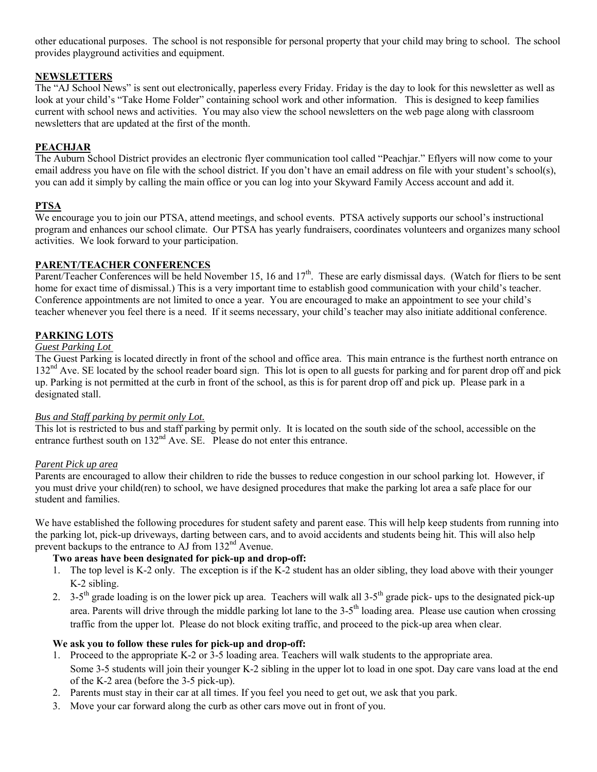other educational purposes. The school is not responsible for personal property that your child may bring to school. The school provides playground activities and equipment.

## NEWSLETTERS

The "AJ School News" is sent out electronically, paperless every Friday. Friday is the day to look for this newsletter as well as look at your child's "Take Home Folder" containing school work and other information. This is designed to keep families current with school news and activities. You may also view the school newsletters on the web page along with classroom newsletters that are updated at the first of the month.

## PEACHJAR

The Auburn School District provides an electronic flyer communication tool called "Peachjar." Eflyers will now come to your email address you have on file with the school district. If you don't have an email address on file with your student's school(s), you can add it simply by calling the main office or you can log into your Skyward Family Access account and add it.

## PTSA

We encourage you to join our PTSA, attend meetings, and school events. PTSA actively supports our school's instructional program and enhances our school climate. Our PTSA has yearly fundraisers, coordinates volunteers and organizes many school activities. We look forward to your participation.

## PARENT/TEACHER CONFERENCES

Parent/Teacher Conferences will be held November 15, 16 and 17th. These are early dismissal days. (Watch for fliers to be sent home for exact time of dismissal.) This is a very important time to establish good communication with your child's teacher. Conference appointments are not limited to once a year. You are encouraged to make an appointment to see your child's teacher whenever you feel there is a need. If it seems necessary, your child's teacher may also initiate additional conference.

## PARKING LOTS

### *Guest Parking Lot*

The Guest Parking is located directly in front of the school and office area. This main entrance is the furthest north entrance on 132nd Ave. SE located by the school reader board sign. This lot is open to all guests for parking and for parent drop off and pick up. Parking is not permitted at the curb in front of the school, as this is for parent drop off and pick up. Please park in a designated stall.

### *Bus and Staff parking by permit only Lot.*

This lot is restricted to bus and staff parking by permit only. It is located on the south side of the school, accessible on the entrance furthest south on 132nd Ave. SE. Please do not enter this entrance.

### *Parent Pick up area*

Parents are encouraged to allow their children to ride the busses to reduce congestion in our school parking lot. However, if you must drive your child(ren) to school, we have designed procedures that make the parking lot area a safe place for our student and families.

We have established the following procedures for student safety and parent ease. This will help keep students from running into the parking lot, pick-up driveways, darting between cars, and to avoid accidents and students being hit. This will also help prevent backups to the entrance to AJ from 132nd Avenue.

**Two areas have been designated for pick-up and drop-off:**

1. The top level is K-2 only. The exception is if the K-2 student has an older sibling, they load above with their younger K-2 sibling.
2. 3-5th grade loading is on the lower pick up area. Teachers will walk all 3-5th grade pick- ups to the designated pick-up area. Parents will drive through the middle parking lot lane to the 3-5th loading area. Please use caution when crossing traffic from the upper lot. Please do not block exiting traffic, and proceed to the pick-up area when clear.

**We ask you to follow these rules for pick-up and drop-off:**

1. Proceed to the appropriate K-2 or 3-5 loading area. Teachers will walk students to the appropriate area. Some 3-5 students will join their younger K-2 sibling in the upper lot to load in one spot. Day care vans load at the end of the K-2 area (before the 3-5 pick-up).
2. Parents must stay in their car at all times. If you feel you need to get out, we ask that you park.
3. Move your car forward along the curb as other cars move out in front of you.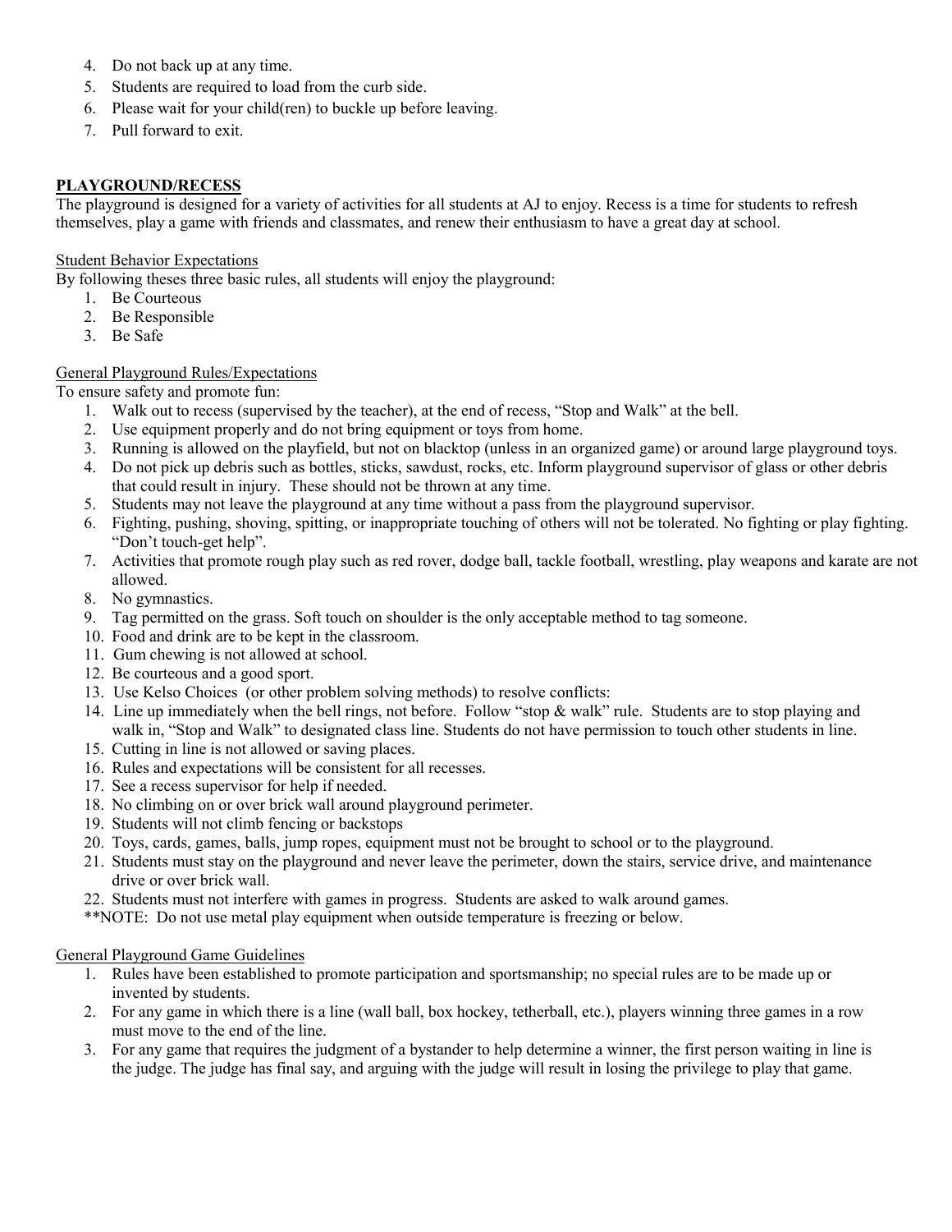4. Do not back up at any time.
5. Students are required to load from the curb side.
6. Please wait for your child(ren) to buckle up before leaving.
7. Pull forward to exit.

**PLAYGROUND/RECESS**

The playground is designed for a variety of activities for all students at AJ to enjoy. Recess is a time for students to refresh themselves, play a game with friends and classmates, and renew their enthusiasm to have a great day at school.

Student Behavior Expectations

By following theses three basic rules, all students will enjoy the playground:

1. Be Courteous
2. Be Responsible
3. Be Safe

General Playground Rules/Expectations

To ensure safety and promote fun:

1. Walk out to recess (supervised by the teacher), at the end of recess, "Stop and Walk" at the bell.
2. Use equipment properly and do not bring equipment or toys from home.
3. Running is allowed on the playfield, but not on blacktop (unless in an organized game) or around large playground toys.
4. Do not pick up debris such as bottles, sticks, sawdust, rocks, etc. Inform playground supervisor of glass or other debris that could result in injury. These should not be thrown at any time.
5. Students may not leave the playground at any time without a pass from the playground supervisor.
6. Fighting, pushing, shoving, spitting, or inappropriate touching of others will not be tolerated. No fighting or play fighting. "Don't touch-get help".
7. Activities that promote rough play such as red rover, dodge ball, tackle football, wrestling, play weapons and karate are not allowed.
8. No gymnastics.
9. Tag permitted on the grass. Soft touch on shoulder is the only acceptable method to tag someone.
10. Food and drink are to be kept in the classroom.
11. Gum chewing is not allowed at school.
12. Be courteous and a good sport.
13. Use Kelso Choices (or other problem solving methods) to resolve conflicts:
14. Line up immediately when the bell rings, not before. Follow "stop & walk" rule. Students are to stop playing and walk in, "Stop and Walk" to designated class line. Students do not have permission to touch other students in line.
15. Cutting in line is not allowed or saving places.
16. Rules and expectations will be consistent for all recesses.
17. See a recess supervisor for help if needed.
18. No climbing on or over brick wall around playground perimeter.
19. Students will not climb fencing or backstops
20. Toys, cards, games, balls, jump ropes, equipment must not be brought to school or to the playground.
21. Students must stay on the playground and never leave the perimeter, down the stairs, service drive, and maintenance drive or over brick wall.
22. Students must not interfere with games in progress. Students are asked to walk around games.

**NOTE: Do not use metal play equipment when outside temperature is freezing or below.

General Playground Game Guidelines

1. Rules have been established to promote participation and sportsmanship; no special rules are to be made up or invented by students.
2. For any game in which there is a line (wall ball, box hockey, tetherball, etc.), players winning three games in a row must move to the end of the line.
3. For any game that requires the judgment of a bystander to help determine a winner, the first person waiting in line is the judge. The judge has final say, and arguing with the judge will result in losing the privilege to play that game.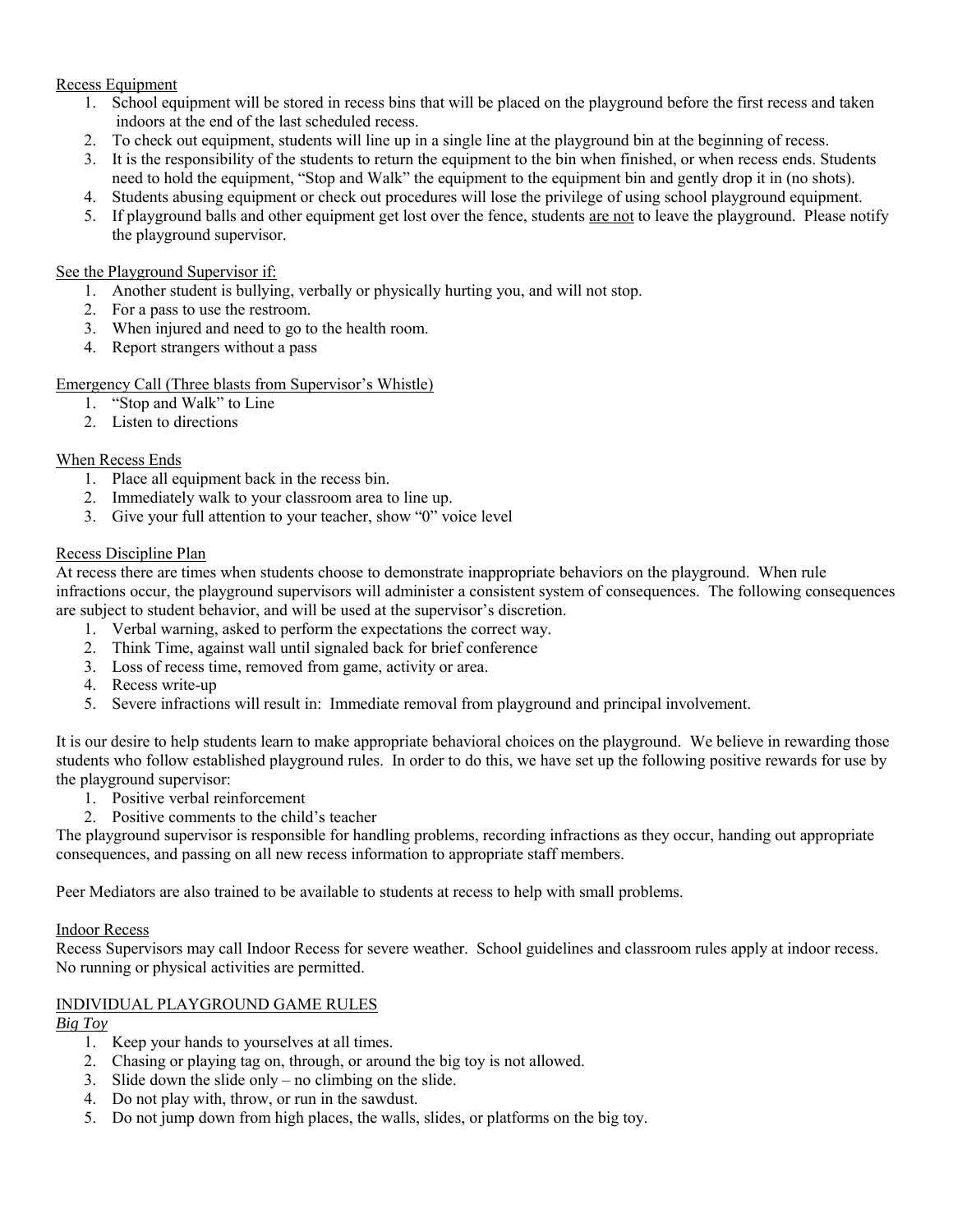Recess Equipment

1. School equipment will be stored in recess bins that will be placed on the playground before the first recess and taken indoors at the end of the last scheduled recess.
2. To check out equipment, students will line up in a single line at the playground bin at the beginning of recess.
3. It is the responsibility of the students to return the equipment to the bin when finished, or when recess ends. Students need to hold the equipment, "Stop and Walk" the equipment to the equipment bin and gently drop it in (no shots).
4. Students abusing equipment or check out procedures will lose the privilege of using school playground equipment.
5. If playground balls and other equipment get lost over the fence, students are not to leave the playground. Please notify the playground supervisor.

See the Playground Supervisor if:

1. Another student is bullying, verbally or physically hurting you, and will not stop.
2. For a pass to use the restroom.
3. When injured and need to go to the health room.
4. Report strangers without a pass

Emergency Call (Three blasts from Supervisor's Whistle)

1. "Stop and Walk" to Line
2. Listen to directions

When Recess Ends

1. Place all equipment back in the recess bin.
2. Immediately walk to your classroom area to line up.
3. Give your full attention to your teacher, show "0" voice level

Recess Discipline Plan

At recess there are times when students choose to demonstrate inappropriate behaviors on the playground. When rule infractions occur, the playground supervisors will administer a consistent system of consequences. The following consequences are subject to student behavior, and will be used at the supervisor's discretion.

1. Verbal warning, asked to perform the expectations the correct way.
2. Think Time, against wall until signaled back for brief conference
3. Loss of recess time, removed from game, activity or area.
4. Recess write-up
5. Severe infractions will result in: Immediate removal from playground and principal involvement.

It is our desire to help students learn to make appropriate behavioral choices on the playground. We believe in rewarding those students who follow established playground rules. In order to do this, we have set up the following positive rewards for use by the playground supervisor:

1. Positive verbal reinforcement
2. Positive comments to the child's teacher

The playground supervisor is responsible for handling problems, recording infractions as they occur, handing out appropriate consequences, and passing on all new recess information to appropriate staff members.

Peer Mediators are also trained to be available to students at recess to help with small problems.

Indoor Recess

Recess Supervisors may call Indoor Recess for severe weather. School guidelines and classroom rules apply at indoor recess. No running or physical activities are permitted.

INDIVIDUAL PLAYGROUND GAME RULES

*Big Toy*

1. Keep your hands to yourselves at all times.
2. Chasing or playing tag on, through, or around the big toy is not allowed.
3. Slide down the slide only – no climbing on the slide.
4. Do not play with, throw, or run in the sawdust.
5. Do not jump down from high places, the walls, slides, or platforms on the big toy.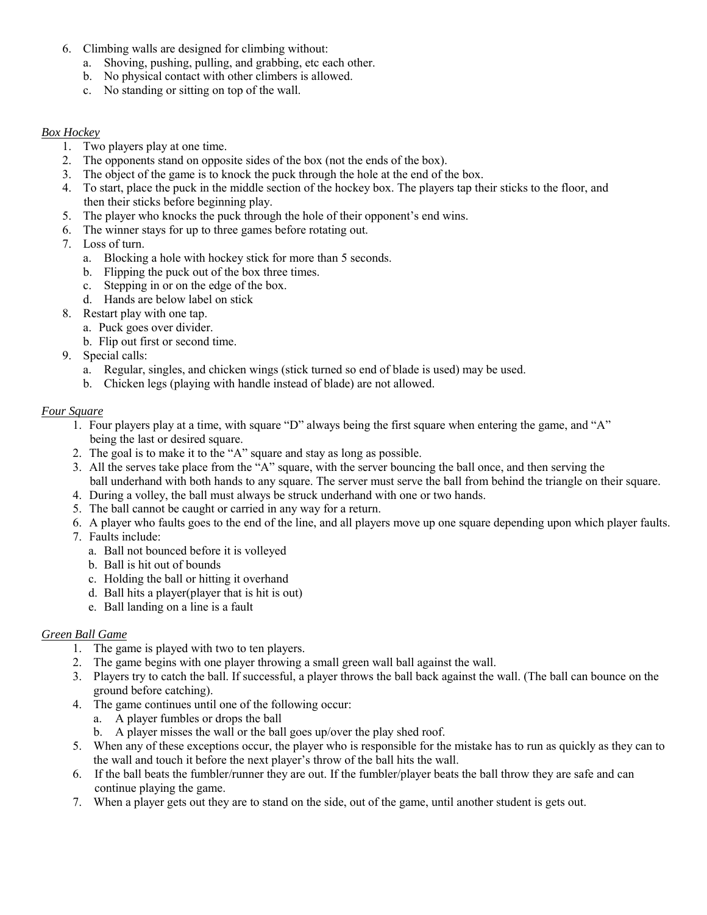6. Climbing walls are designed for climbing without:
   a. Shoving, pushing, pulling, and grabbing, etc each other.
   b. No physical contact with other climbers is allowed.
   c. No standing or sitting on top of the wall.

*Box Hockey*

1. Two players play at one time.
2. The opponents stand on opposite sides of the box (not the ends of the box).
3. The object of the game is to knock the puck through the hole at the end of the box.
4. To start, place the puck in the middle section of the hockey box. The players tap their sticks to the floor, and then their sticks before beginning play.
5. The player who knocks the puck through the hole of their opponent's end wins.
6. The winner stays for up to three games before rotating out.
7. Loss of turn.
   a. Blocking a hole with hockey stick for more than 5 seconds.
   b. Flipping the puck out of the box three times.
   c. Stepping in or on the edge of the box.
   d. Hands are below label on stick
8. Restart play with one tap.
   a. Puck goes over divider.
   b. Flip out first or second time.
9. Special calls:
   a. Regular, singles, and chicken wings (stick turned so end of blade is used) may be used.
   b. Chicken legs (playing with handle instead of blade) are not allowed.

*Four Square*

1. Four players play at a time, with square "D" always being the first square when entering the game, and "A" being the last or desired square.
2. The goal is to make it to the "A" square and stay as long as possible.
3. All the serves take place from the "A" square, with the server bouncing the ball once, and then serving the ball underhand with both hands to any square. The server must serve the ball from behind the triangle on their square.
4. During a volley, the ball must always be struck underhand with one or two hands.
5. The ball cannot be caught or carried in any way for a return.
6. A player who faults goes to the end of the line, and all players move up one square depending upon which player faults.
7. Faults include:
   a. Ball not bounced before it is volleyed
   b. Ball is hit out of bounds
   c. Holding the ball or hitting it overhand
   d. Ball hits a player(player that is hit is out)
   e. Ball landing on a line is a fault

*Green Ball Game*

1. The game is played with two to ten players.
2. The game begins with one player throwing a small green wall ball against the wall.
3. Players try to catch the ball. If successful, a player throws the ball back against the wall. (The ball can bounce on the ground before catching).
4. The game continues until one of the following occur:
   a. A player fumbles or drops the ball
   b. A player misses the wall or the ball goes up/over the play shed roof.
5. When any of these exceptions occur, the player who is responsible for the mistake has to run as quickly as they can to the wall and touch it before the next player's throw of the ball hits the wall.
6. If the ball beats the fumbler/runner they are out. If the fumbler/player beats the ball throw they are safe and can continue playing the game.
7. When a player gets out they are to stand on the side, out of the game, until another student is gets out.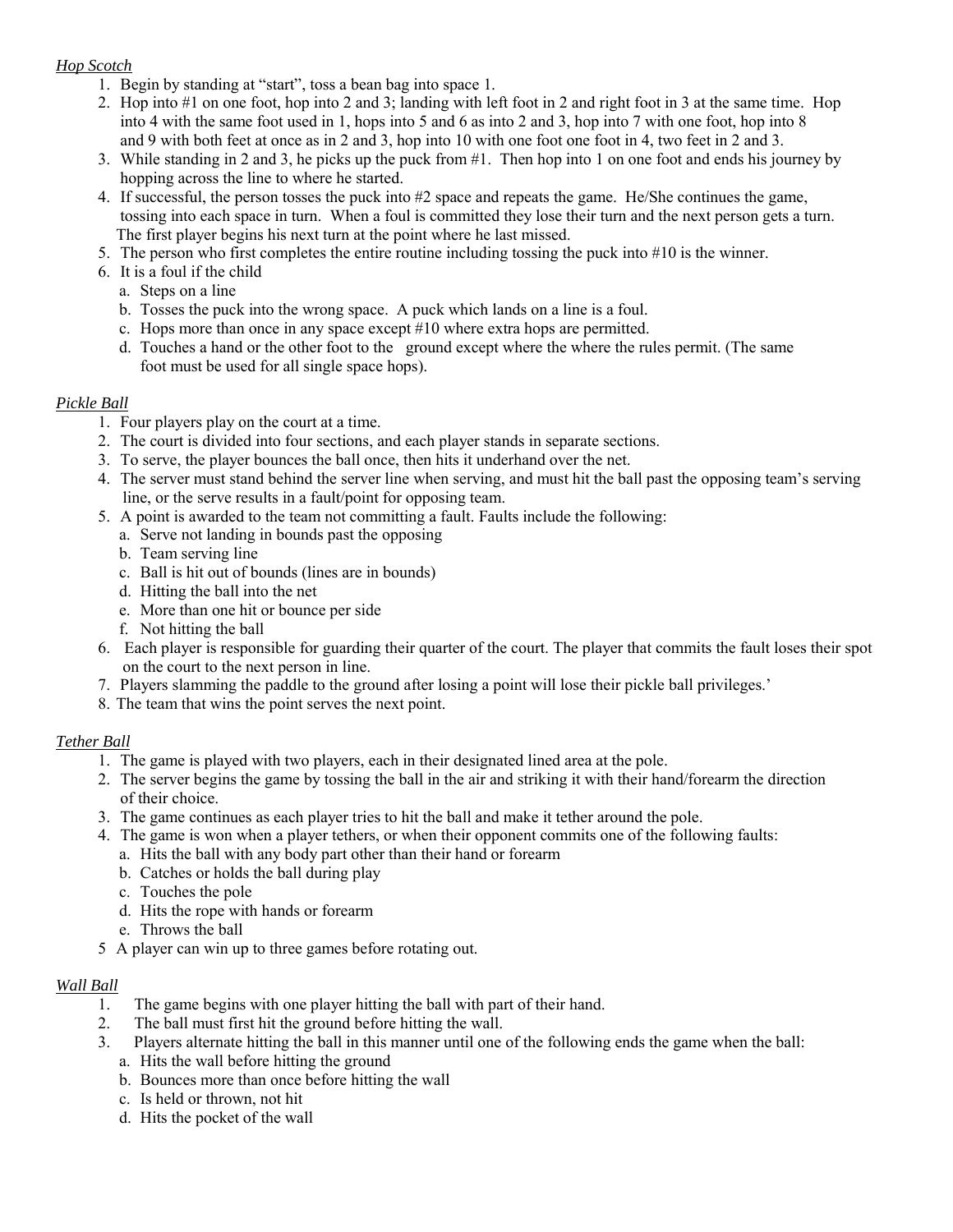*Hop Scotch*

1. Begin by standing at "start", toss a bean bag into space 1.
2. Hop into #1 on one foot, hop into 2 and 3; landing with left foot in 2 and right foot in 3 at the same time. Hop into 4 with the same foot used in 1, hops into 5 and 6 as into 2 and 3, hop into 7 with one foot, hop into 8 and 9 with both feet at once as in 2 and 3, hop into 10 with one foot one foot in 4, two feet in 2 and 3.
3. While standing in 2 and 3, he picks up the puck from #1. Then hop into 1 on one foot and ends his journey by hopping across the line to where he started.
4. If successful, the person tosses the puck into #2 space and repeats the game. He/She continues the game, tossing into each space in turn. When a foul is committed they lose their turn and the next person gets a turn. The first player begins his next turn at the point where he last missed.
5. The person who first completes the entire routine including tossing the puck into #10 is the winner.
6. It is a foul if the child
   a. Steps on a line
   b. Tosses the puck into the wrong space. A puck which lands on a line is a foul.
   c. Hops more than once in any space except #10 where extra hops are permitted.
   d. Touches a hand or the other foot to the ground except where the where the rules permit. (The same foot must be used for all single space hops).

*Pickle Ball*

1. Four players play on the court at a time.
2. The court is divided into four sections, and each player stands in separate sections.
3. To serve, the player bounces the ball once, then hits it underhand over the net.
4. The server must stand behind the server line when serving, and must hit the ball past the opposing team's serving line, or the serve results in a fault/point for opposing team.
5. A point is awarded to the team not committing a fault. Faults include the following:
   a. Serve not landing in bounds past the opposing
   b. Team serving line
   c. Ball is hit out of bounds (lines are in bounds)
   d. Hitting the ball into the net
   e. More than one hit or bounce per side
   f. Not hitting the ball
6. Each player is responsible for guarding their quarter of the court. The player that commits the fault loses their spot on the court to the next person in line.
7. Players slamming the paddle to the ground after losing a point will lose their pickle ball privileges.'
8. The team that wins the point serves the next point.

*Tether Ball*

1. The game is played with two players, each in their designated lined area at the pole.
2. The server begins the game by tossing the ball in the air and striking it with their hand/forearm the direction of their choice.
3. The game continues as each player tries to hit the ball and make it tether around the pole.
4. The game is won when a player tethers, or when their opponent commits one of the following faults:
   a. Hits the ball with any body part other than their hand or forearm
   b. Catches or holds the ball during play
   c. Touches the pole
   d. Hits the rope with hands or forearm
   e. Throws the ball
5. A player can win up to three games before rotating out.

*Wall Ball*

1. The game begins with one player hitting the ball with part of their hand.
2. The ball must first hit the ground before hitting the wall.
3. Players alternate hitting the ball in this manner until one of the following ends the game when the ball:
   a. Hits the wall before hitting the ground
   b. Bounces more than once before hitting the wall
   c. Is held or thrown, not hit
   d. Hits the pocket of the wall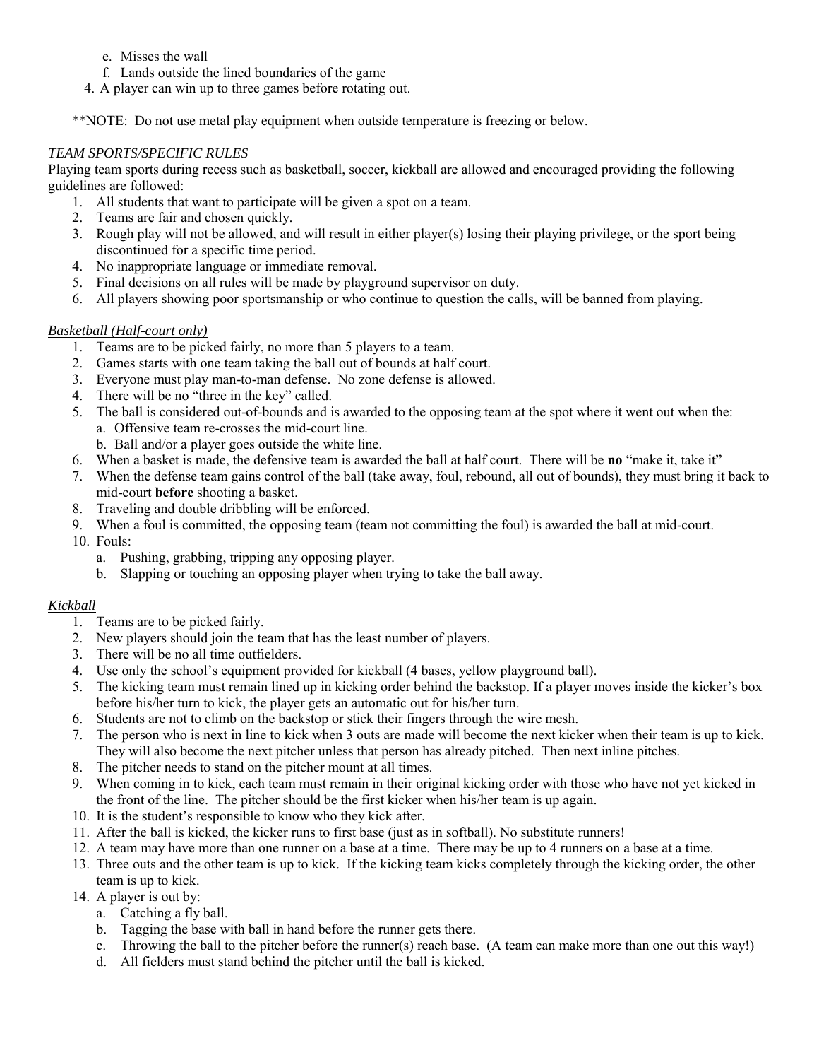e. Misses the wall
   f. Lands outside the lined boundaries of the game
4. A player can win up to three games before rotating out.

**NOTE: Do not use metal play equipment when outside temperature is freezing or below.

*TEAM SPORTS/SPECIFIC RULES*

Playing team sports during recess such as basketball, soccer, kickball are allowed and encouraged providing the following guidelines are followed:

1. All students that want to participate will be given a spot on a team.
2. Teams are fair and chosen quickly.
3. Rough play will not be allowed, and will result in either player(s) losing their playing privilege, or the sport being discontinued for a specific time period.
4. No inappropriate language or immediate removal.
5. Final decisions on all rules will be made by playground supervisor on duty.
6. All players showing poor sportsmanship or who continue to question the calls, will be banned from playing.

*Basketball (Half-court only)*

1. Teams are to be picked fairly, no more than 5 players to a team.
2. Games starts with one team taking the ball out of bounds at half court.
3. Everyone must play man-to-man defense. No zone defense is allowed.
4. There will be no "three in the key" called.
5. The ball is considered out-of-bounds and is awarded to the opposing team at the spot where it went out when the:
   a. Offensive team re-crosses the mid-court line.
   b. Ball and/or a player goes outside the white line.
6. When a basket is made, the defensive team is awarded the ball at half court. There will be **no** "make it, take it"
7. When the defense team gains control of the ball (take away, foul, rebound, all out of bounds), they must bring it back to mid-court **before** shooting a basket.
8. Traveling and double dribbling will be enforced.
9. When a foul is committed, the opposing team (team not committing the foul) is awarded the ball at mid-court.
10. Fouls:
    a. Pushing, grabbing, tripping any opposing player.
    b. Slapping or touching an opposing player when trying to take the ball away.

*Kickball*

1. Teams are to be picked fairly.
2. New players should join the team that has the least number of players.
3. There will be no all time outfielders.
4. Use only the school's equipment provided for kickball (4 bases, yellow playground ball).
5. The kicking team must remain lined up in kicking order behind the backstop. If a player moves inside the kicker's box before his/her turn to kick, the player gets an automatic out for his/her turn.
6. Students are not to climb on the backstop or stick their fingers through the wire mesh.
7. The person who is next in line to kick when 3 outs are made will become the next kicker when their team is up to kick. They will also become the next pitcher unless that person has already pitched. Then next inline pitches.
8. The pitcher needs to stand on the pitcher mount at all times.
9. When coming in to kick, each team must remain in their original kicking order with those who have not yet kicked in the front of the line. The pitcher should be the first kicker when his/her team is up again.
10. It is the student's responsible to know who they kick after.
11. After the ball is kicked, the kicker runs to first base (just as in softball). No substitute runners!
12. A team may have more than one runner on a base at a time. There may be up to 4 runners on a base at a time.
13. Three outs and the other team is up to kick. If the kicking team kicks completely through the kicking order, the other team is up to kick.
14. A player is out by:
    a. Catching a fly ball.
    b. Tagging the base with ball in hand before the runner gets there.
    c. Throwing the ball to the pitcher before the runner(s) reach base. (A team can make more than one out this way!)
    d. All fielders must stand behind the pitcher until the ball is kicked.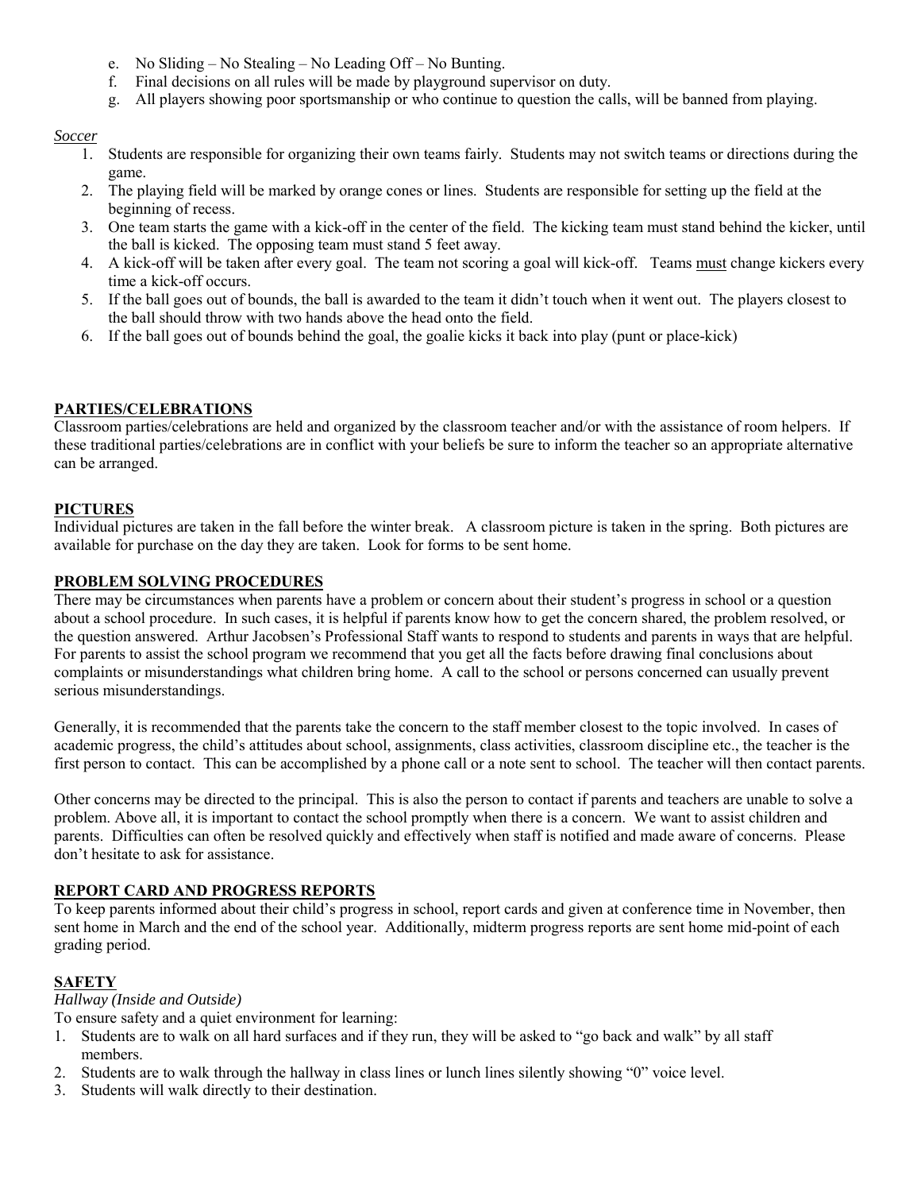e. No Sliding – No Stealing – No Leading Off – No Bunting.
f. Final decisions on all rules will be made by playground supervisor on duty.
g. All players showing poor sportsmanship or who continue to question the calls, will be banned from playing.

*Soccer*

1. Students are responsible for organizing their own teams fairly. Students may not switch teams or directions during the game.
2. The playing field will be marked by orange cones or lines. Students are responsible for setting up the field at the beginning of recess.
3. One team starts the game with a kick-off in the center of the field. The kicking team must stand behind the kicker, until the ball is kicked. The opposing team must stand 5 feet away.
4. A kick-off will be taken after every goal. The team not scoring a goal will kick-off. Teams <u>must</u> change kickers every time a kick-off occurs.
5. If the ball goes out of bounds, the ball is awarded to the team it didn't touch when it went out. The players closest to the ball should throw with two hands above the head onto the field.
6. If the ball goes out of bounds behind the goal, the goalie kicks it back into play (punt or place-kick)

## PARTIES/CELEBRATIONS

Classroom parties/celebrations are held and organized by the classroom teacher and/or with the assistance of room helpers. If these traditional parties/celebrations are in conflict with your beliefs be sure to inform the teacher so an appropriate alternative can be arranged.

## PICTURES

Individual pictures are taken in the fall before the winter break. A classroom picture is taken in the spring. Both pictures are available for purchase on the day they are taken. Look for forms to be sent home.

## PROBLEM SOLVING PROCEDURES

There may be circumstances when parents have a problem or concern about their student's progress in school or a question about a school procedure. In such cases, it is helpful if parents know how to get the concern shared, the problem resolved, or the question answered. Arthur Jacobsen's Professional Staff wants to respond to students and parents in ways that are helpful. For parents to assist the school program we recommend that you get all the facts before drawing final conclusions about complaints or misunderstandings what children bring home. A call to the school or persons concerned can usually prevent serious misunderstandings.

Generally, it is recommended that the parents take the concern to the staff member closest to the topic involved. In cases of academic progress, the child's attitudes about school, assignments, class activities, classroom discipline etc., the teacher is the first person to contact. This can be accomplished by a phone call or a note sent to school. The teacher will then contact parents.

Other concerns may be directed to the principal. This is also the person to contact if parents and teachers are unable to solve a problem. Above all, it is important to contact the school promptly when there is a concern. We want to assist children and parents. Difficulties can often be resolved quickly and effectively when staff is notified and made aware of concerns. Please don't hesitate to ask for assistance.

## REPORT CARD AND PROGRESS REPORTS

To keep parents informed about their child's progress in school, report cards and given at conference time in November, then sent home in March and the end of the school year. Additionally, midterm progress reports are sent home mid-point of each grading period.

## SAFETY

*Hallway (Inside and Outside)*

To ensure safety and a quiet environment for learning:

1. Students are to walk on all hard surfaces and if they run, they will be asked to "go back and walk" by all staff members.
2. Students are to walk through the hallway in class lines or lunch lines silently showing "0" voice level.
3. Students will walk directly to their destination.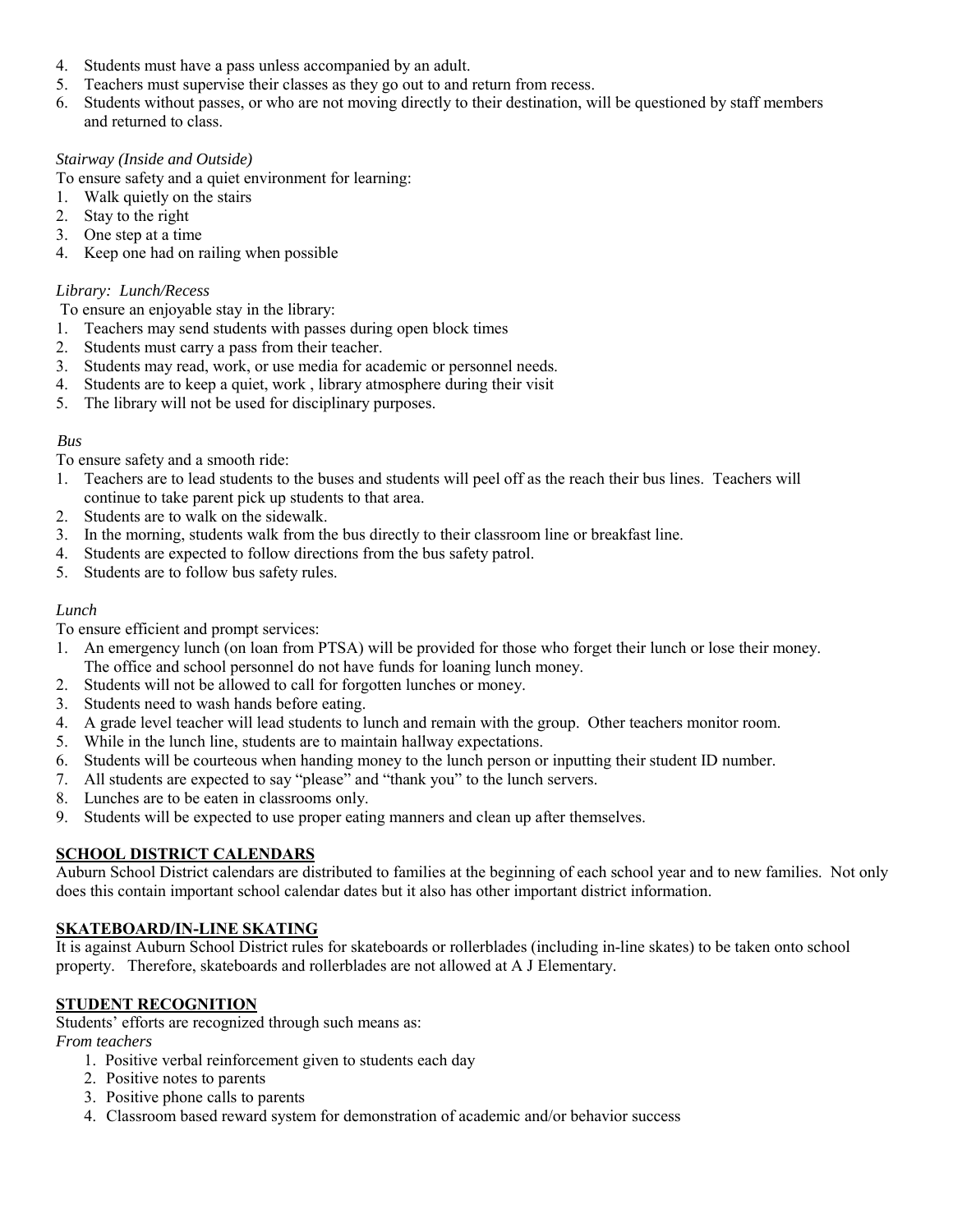4. Students must have a pass unless accompanied by an adult.
5. Teachers must supervise their classes as they go out to and return from recess.
6. Students without passes, or who are not moving directly to their destination, will be questioned by staff members and returned to class.

*Stairway (Inside and Outside)*

To ensure safety and a quiet environment for learning:

1. Walk quietly on the stairs
2. Stay to the right
3. One step at a time
4. Keep one had on railing when possible

*Library: Lunch/Recess*

To ensure an enjoyable stay in the library:

1. Teachers may send students with passes during open block times
2. Students must carry a pass from their teacher.
3. Students may read, work, or use media for academic or personnel needs.
4. Students are to keep a quiet, work , library atmosphere during their visit
5. The library will not be used for disciplinary purposes.

*Bus*

To ensure safety and a smooth ride:

1. Teachers are to lead students to the buses and students will peel off as the reach their bus lines. Teachers will continue to take parent pick up students to that area.
2. Students are to walk on the sidewalk.
3. In the morning, students walk from the bus directly to their classroom line or breakfast line.
4. Students are expected to follow directions from the bus safety patrol.
5. Students are to follow bus safety rules.

*Lunch*

To ensure efficient and prompt services:

1. An emergency lunch (on loan from PTSA) will be provided for those who forget their lunch or lose their money. The office and school personnel do not have funds for loaning lunch money.
2. Students will not be allowed to call for forgotten lunches or money.
3. Students need to wash hands before eating.
4. A grade level teacher will lead students to lunch and remain with the group. Other teachers monitor room.
5. While in the lunch line, students are to maintain hallway expectations.
6. Students will be courteous when handing money to the lunch person or inputting their student ID number.
7. All students are expected to say "please" and "thank you" to the lunch servers.
8. Lunches are to be eaten in classrooms only.
9. Students will be expected to use proper eating manners and clean up after themselves.

**SCHOOL DISTRICT CALENDARS**

Auburn School District calendars are distributed to families at the beginning of each school year and to new families. Not only does this contain important school calendar dates but it also has other important district information.

**SKATEBOARD/IN-LINE SKATING**

It is against Auburn School District rules for skateboards or rollerblades (including in-line skates) to be taken onto school property. Therefore, skateboards and rollerblades are not allowed at A J Elementary.

**STUDENT RECOGNITION**

Students' efforts are recognized through such means as:

*From teachers*

1. Positive verbal reinforcement given to students each day
2. Positive notes to parents
3. Positive phone calls to parents
4. Classroom based reward system for demonstration of academic and/or behavior success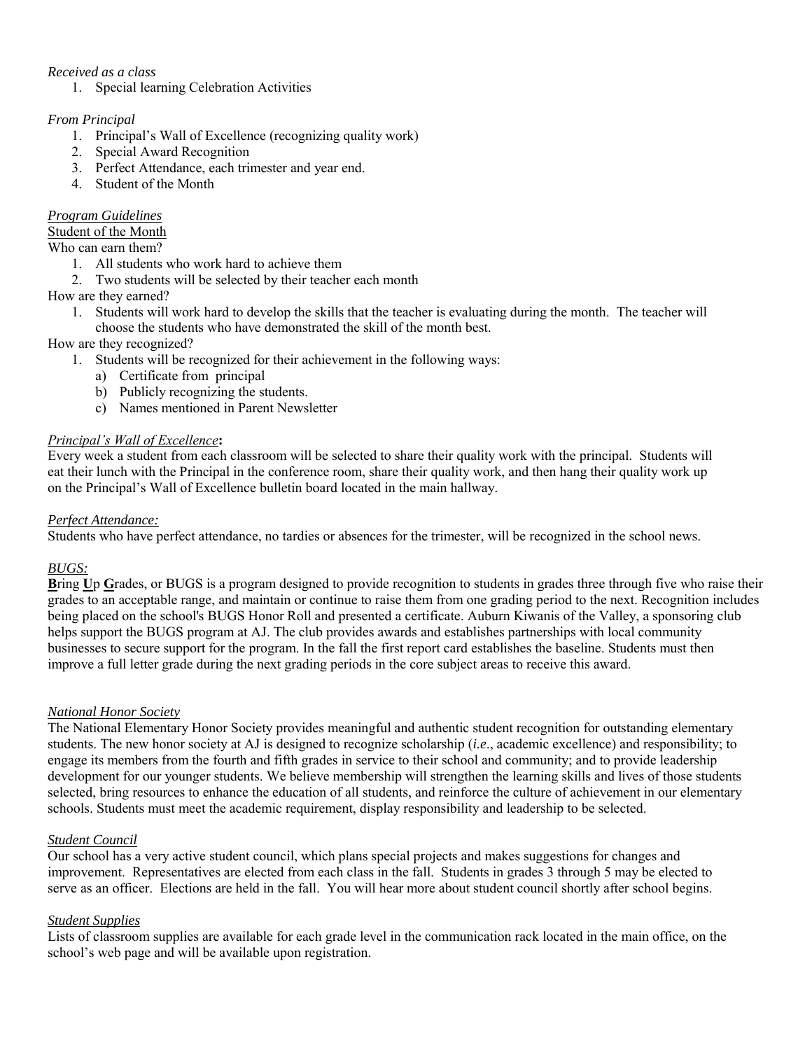*Received as a class*

1. Special learning Celebration Activities

*From Principal*

1. Principal's Wall of Excellence (recognizing quality work)
2. Special Award Recognition
3. Perfect Attendance, each trimester and year end.
4. Student of the Month

*Program Guidelines*

Student of the Month

Who can earn them?

1. All students who work hard to achieve them
2. Two students will be selected by their teacher each month

How are they earned?

1. Students will work hard to develop the skills that the teacher is evaluating during the month. The teacher will choose the students who have demonstrated the skill of the month best.

How are they recognized?

1. Students will be recognized for their achievement in the following ways:
   a) Certificate from principal
   b) Publicly recognizing the students.
   c) Names mentioned in Parent Newsletter

*Principal's Wall of Excellence***:**

Every week a student from each classroom will be selected to share their quality work with the principal. Students will eat their lunch with the Principal in the conference room, share their quality work, and then hang their quality work up on the Principal's Wall of Excellence bulletin board located in the main hallway.

*Perfect Attendance:*

Students who have perfect attendance, no tardies or absences for the trimester, will be recognized in the school news.

*BUGS:*

**B**ring **U**p **G**rades, or BUGS is a program designed to provide recognition to students in grades three through five who raise their grades to an acceptable range, and maintain or continue to raise them from one grading period to the next. Recognition includes being placed on the school's BUGS Honor Roll and presented a certificate. Auburn Kiwanis of the Valley, a sponsoring club helps support the BUGS program at AJ. The club provides awards and establishes partnerships with local community businesses to secure support for the program. In the fall the first report card establishes the baseline. Students must then improve a full letter grade during the next grading periods in the core subject areas to receive this award.

*National Honor Society*

The National Elementary Honor Society provides meaningful and authentic student recognition for outstanding elementary students. The new honor society at AJ is designed to recognize scholarship (*i.e*., academic excellence) and responsibility; to engage its members from the fourth and fifth grades in service to their school and community; and to provide leadership development for our younger students. We believe membership will strengthen the learning skills and lives of those students selected, bring resources to enhance the education of all students, and reinforce the culture of achievement in our elementary schools. Students must meet the academic requirement, display responsibility and leadership to be selected.

*Student Council*

Our school has a very active student council, which plans special projects and makes suggestions for changes and improvement. Representatives are elected from each class in the fall. Students in grades 3 through 5 may be elected to serve as an officer. Elections are held in the fall. You will hear more about student council shortly after school begins.

*Student Supplies*

Lists of classroom supplies are available for each grade level in the communication rack located in the main office, on the school's web page and will be available upon registration.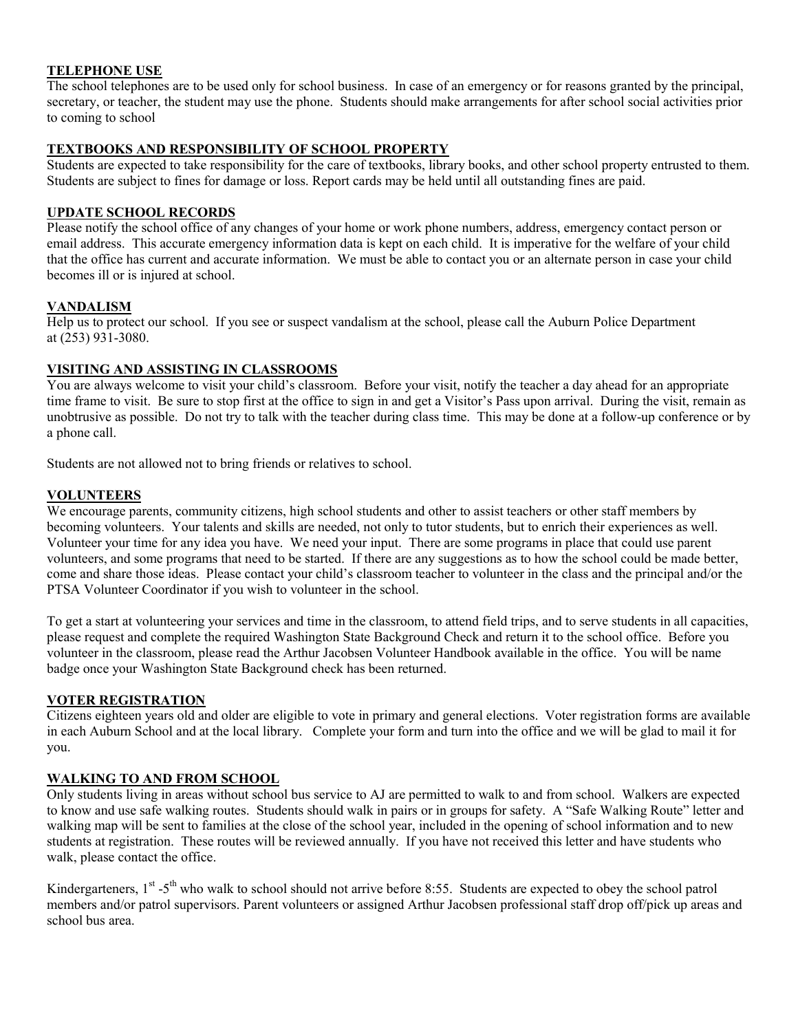## TELEPHONE USE

The school telephones are to be used only for school business. In case of an emergency or for reasons granted by the principal, secretary, or teacher, the student may use the phone. Students should make arrangements for after school social activities prior to coming to school

## TEXTBOOKS AND RESPONSIBILITY OF SCHOOL PROPERTY

Students are expected to take responsibility for the care of textbooks, library books, and other school property entrusted to them. Students are subject to fines for damage or loss. Report cards may be held until all outstanding fines are paid.

## UPDATE SCHOOL RECORDS

Please notify the school office of any changes of your home or work phone numbers, address, emergency contact person or email address. This accurate emergency information data is kept on each child. It is imperative for the welfare of your child that the office has current and accurate information. We must be able to contact you or an alternate person in case your child becomes ill or is injured at school.

## VANDALISM

Help us to protect our school. If you see or suspect vandalism at the school, please call the Auburn Police Department at (253) 931-3080.

## VISITING AND ASSISTING IN CLASSROOMS

You are always welcome to visit your child's classroom. Before your visit, notify the teacher a day ahead for an appropriate time frame to visit. Be sure to stop first at the office to sign in and get a Visitor's Pass upon arrival. During the visit, remain as unobtrusive as possible. Do not try to talk with the teacher during class time. This may be done at a follow-up conference or by a phone call.

Students are not allowed not to bring friends or relatives to school.

## VOLUNTEERS

We encourage parents, community citizens, high school students and other to assist teachers or other staff members by becoming volunteers. Your talents and skills are needed, not only to tutor students, but to enrich their experiences as well. Volunteer your time for any idea you have. We need your input. There are some programs in place that could use parent volunteers, and some programs that need to be started. If there are any suggestions as to how the school could be made better, come and share those ideas. Please contact your child's classroom teacher to volunteer in the class and the principal and/or the PTSA Volunteer Coordinator if you wish to volunteer in the school.

To get a start at volunteering your services and time in the classroom, to attend field trips, and to serve students in all capacities, please request and complete the required Washington State Background Check and return it to the school office. Before you volunteer in the classroom, please read the Arthur Jacobsen Volunteer Handbook available in the office. You will be name badge once your Washington State Background check has been returned.

## VOTER REGISTRATION

Citizens eighteen years old and older are eligible to vote in primary and general elections. Voter registration forms are available in each Auburn School and at the local library. Complete your form and turn into the office and we will be glad to mail it for you.

## WALKING TO AND FROM SCHOOL

Only students living in areas without school bus service to AJ are permitted to walk to and from school. Walkers are expected to know and use safe walking routes. Students should walk in pairs or in groups for safety. A "Safe Walking Route" letter and walking map will be sent to families at the close of the school year, included in the opening of school information and to new students at registration. These routes will be reviewed annually. If you have not received this letter and have students who walk, please contact the office.

Kindergarteners, 1st -5th who walk to school should not arrive before 8:55. Students are expected to obey the school patrol members and/or patrol supervisors. Parent volunteers or assigned Arthur Jacobsen professional staff drop off/pick up areas and school bus area.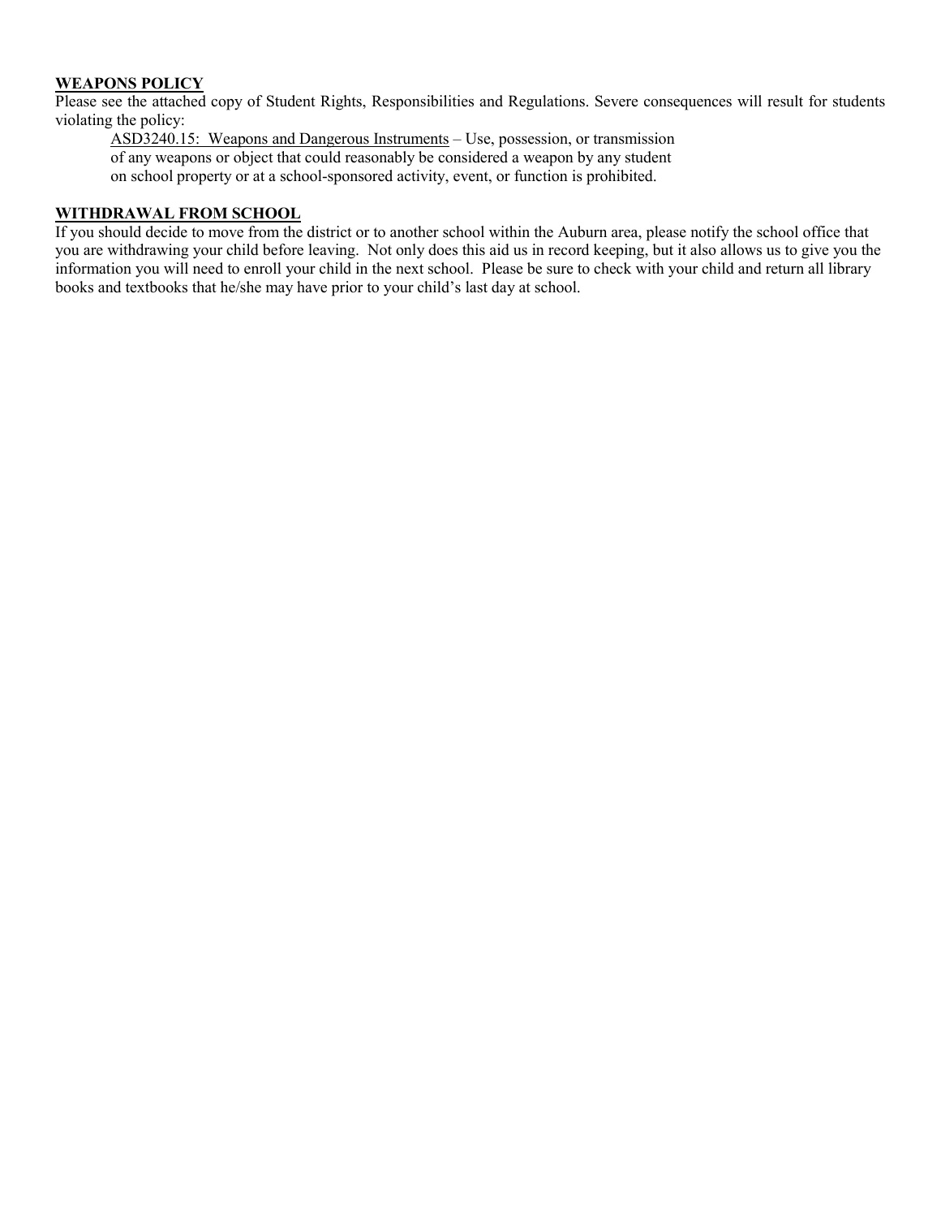**WEAPONS POLICY**

Please see the attached copy of Student Rights, Responsibilities and Regulations. Severe consequences will result for students violating the policy:

> ASD3240.15: Weapons and Dangerous Instruments – Use, possession, or transmission of any weapons or object that could reasonably be considered a weapon by any student on school property or at a school-sponsored activity, event, or function is prohibited.

**WITHDRAWAL FROM SCHOOL**

If you should decide to move from the district or to another school within the Auburn area, please notify the school office that you are withdrawing your child before leaving. Not only does this aid us in record keeping, but it also allows us to give you the information you will need to enroll your child in the next school. Please be sure to check with your child and return all library books and textbooks that he/she may have prior to your child's last day at school.